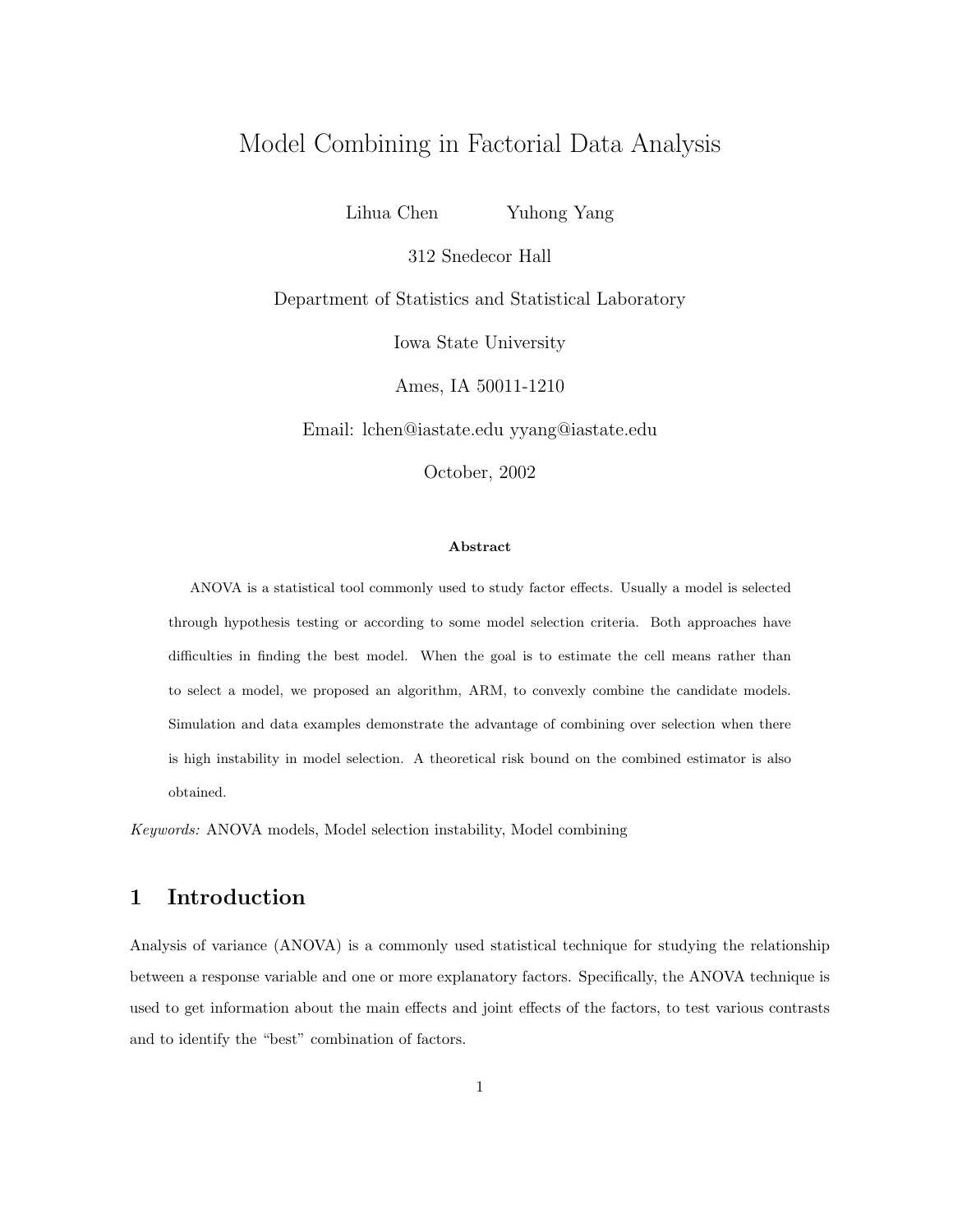# Model Combining in Factorial Data Analysis

Lihua Chen Yuhong Yang

312 Snedecor Hall

Department of Statistics and Statistical Laboratory

Iowa State University

Ames, IA 50011-1210

Email: lchen@iastate.edu yyang@iastate.edu

October, 2002

**Abstract**

ANOVA is a statistical tool commonly used to study factor effects. Usually a model is selected through hypothesis testing or according to some model selection criteria. Both approaches have difficulties in finding the best model. When the goal is to estimate the cell means rather than to select a model, we proposed an algorithm, ARM, to convexly combine the candidate models. Simulation and data examples demonstrate the advantage of combining over selection when there is high instability in model selection. A theoretical risk bound on the combined estimator is also obtained.

*Keywords:* ANOVA models, Model selection instability, Model combining

## 1 Introduction

Analysis of variance (ANOVA) is a commonly used statistical technique for studying the relationship between a response variable and one or more explanatory factors. Specifically, the ANOVA technique is used to get information about the main effects and joint effects of the factors, to test various contrasts and to identify the "best" combination of factors.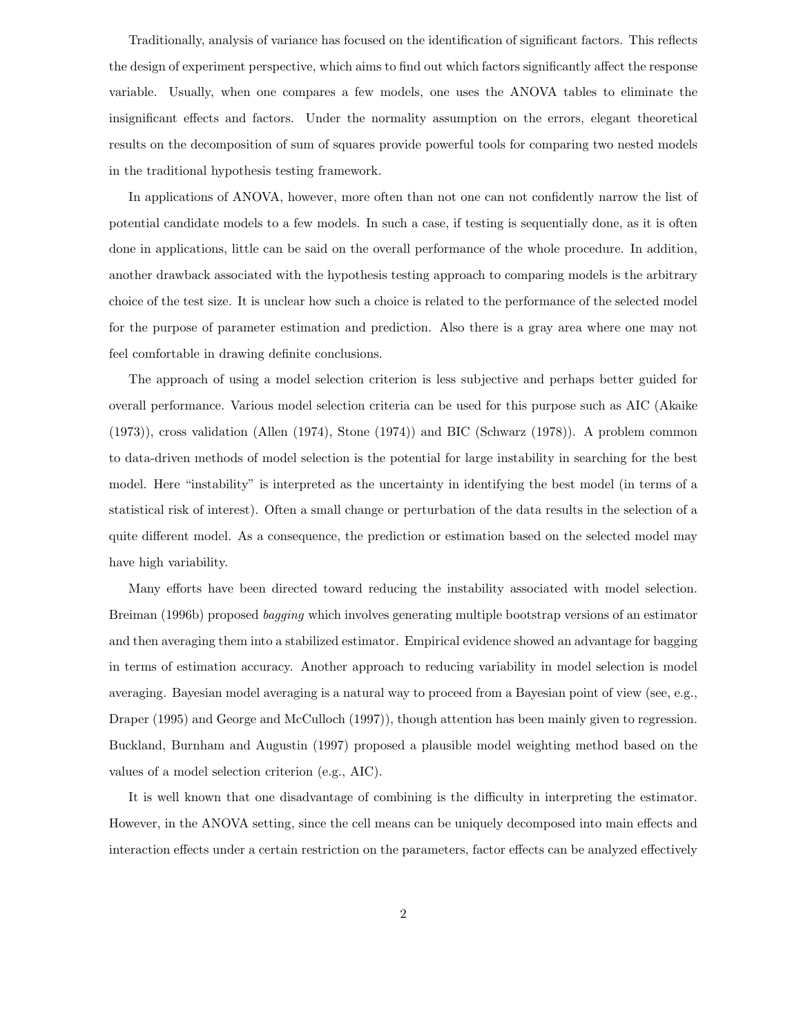Traditionally, analysis of variance has focused on the identification of significant factors. This reflects the design of experiment perspective, which aims to find out which factors significantly affect the response variable. Usually, when one compares a few models, one uses the ANOVA tables to eliminate the insignificant effects and factors. Under the normality assumption on the errors, elegant theoretical results on the decomposition of sum of squares provide powerful tools for comparing two nested models in the traditional hypothesis testing framework.

In applications of ANOVA, however, more often than not one can not confidently narrow the list of potential candidate models to a few models. In such a case, if testing is sequentially done, as it is often done in applications, little can be said on the overall performance of the whole procedure. In addition, another drawback associated with the hypothesis testing approach to comparing models is the arbitrary choice of the test size. It is unclear how such a choice is related to the performance of the selected model for the purpose of parameter estimation and prediction. Also there is a gray area where one may not feel comfortable in drawing definite conclusions.

The approach of using a model selection criterion is less subjective and perhaps better guided for overall performance. Various model selection criteria can be used for this purpose such as AIC (Akaike (1973)), cross validation (Allen (1974), Stone (1974)) and BIC (Schwarz (1978)). A problem common to data-driven methods of model selection is the potential for large instability in searching for the best model. Here "instability" is interpreted as the uncertainty in identifying the best model (in terms of a statistical risk of interest). Often a small change or perturbation of the data results in the selection of a quite different model. As a consequence, the prediction or estimation based on the selected model may have high variability.

Many efforts have been directed toward reducing the instability associated with model selection. Breiman (1996b) proposed *bagging* which involves generating multiple bootstrap versions of an estimator and then averaging them into a stabilized estimator. Empirical evidence showed an advantage for bagging in terms of estimation accuracy. Another approach to reducing variability in model selection is model averaging. Bayesian model averaging is a natural way to proceed from a Bayesian point of view (see, e.g., Draper (1995) and George and McCulloch (1997)), though attention has been mainly given to regression. Buckland, Burnham and Augustin (1997) proposed a plausible model weighting method based on the values of a model selection criterion (e.g., AIC).

It is well known that one disadvantage of combining is the difficulty in interpreting the estimator. However, in the ANOVA setting, since the cell means can be uniquely decomposed into main effects and interaction effects under a certain restriction on the parameters, factor effects can be analyzed effectively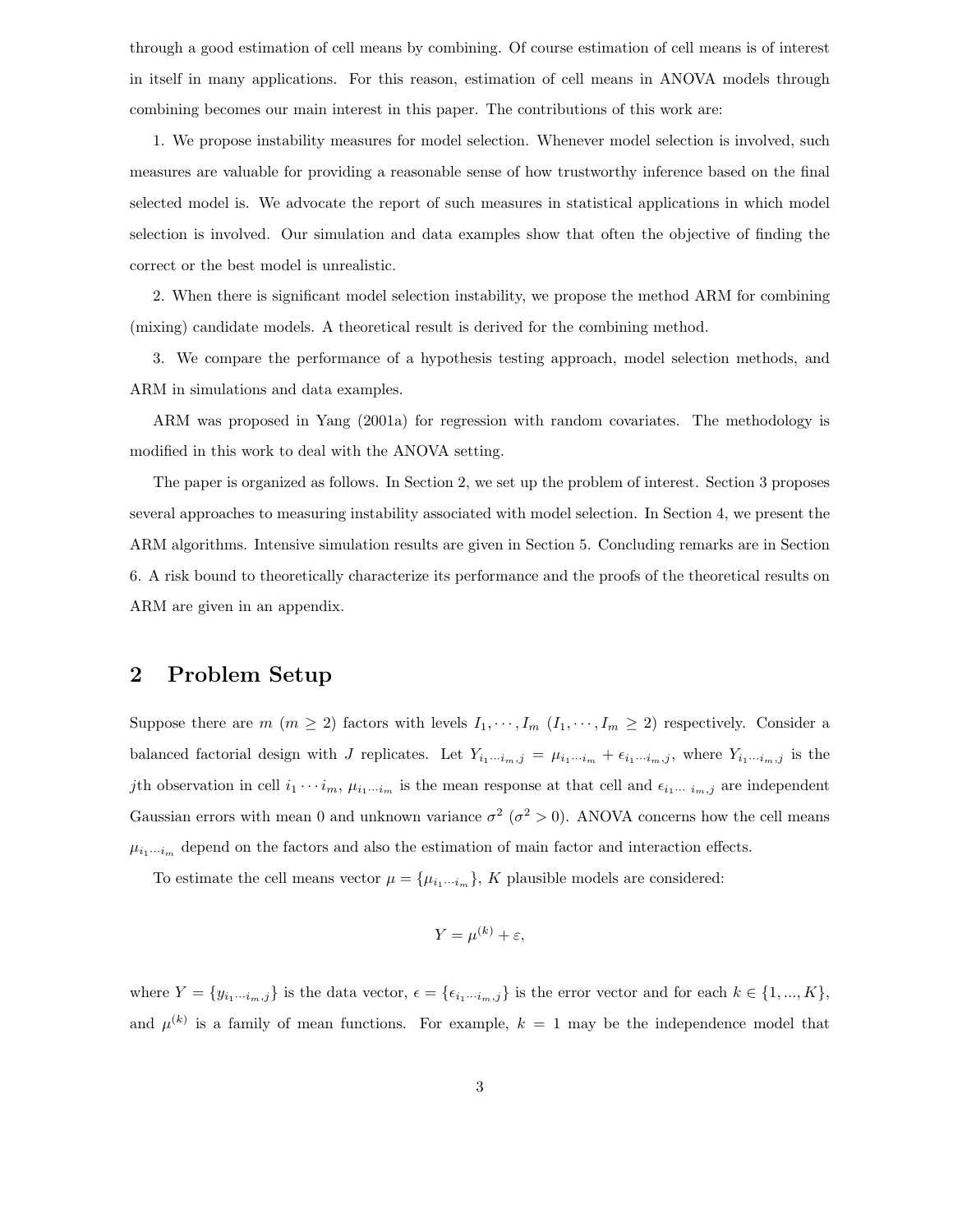through a good estimation of cell means by combining. Of course estimation of cell means is of interest in itself in many applications. For this reason, estimation of cell means in ANOVA models through combining becomes our main interest in this paper. The contributions of this work are:

1. We propose instability measures for model selection. Whenever model selection is involved, such measures are valuable for providing a reasonable sense of how trustworthy inference based on the final selected model is. We advocate the report of such measures in statistical applications in which model selection is involved. Our simulation and data examples show that often the objective of finding the correct or the best model is unrealistic.

2. When there is significant model selection instability, we propose the method ARM for combining (mixing) candidate models. A theoretical result is derived for the combining method.

3. We compare the performance of a hypothesis testing approach, model selection methods, and ARM in simulations and data examples.

ARM was proposed in Yang (2001a) for regression with random covariates. The methodology is modified in this work to deal with the ANOVA setting.

The paper is organized as follows. In Section 2, we set up the problem of interest. Section 3 proposes several approaches to measuring instability associated with model selection. In Section 4, we present the ARM algorithms. Intensive simulation results are given in Section 5. Concluding remarks are in Section 6. A risk bound to theoretically characterize its performance and the proofs of the theoretical results on ARM are given in an appendix.

## 2 Problem Setup

Suppose there are $m$ ($m \geq 2$) factors with levels $I_1, \cdots, I_m$ ($I_1, \cdots, I_m \geq 2$) respectively. Consider a balanced factorial design with $J$ replicates. Let $Y_{i_1 \cdots i_m, j} = \mu_{i_1 \cdots i_m} + \epsilon_{i_1 \cdots i_m, j}$, where $Y_{i_1 \cdots i_m, j}$ is the $j$th observation in cell $i_1 \cdots i_m$, $\mu_{i_1 \cdots i_m}$ is the mean response at that cell and $\epsilon_{i_1 \cdots\ i_m, j}$ are independent Gaussian errors with mean 0 and unknown variance $\sigma^2$ ($\sigma^2 > 0$). ANOVA concerns how the cell means $\mu_{i_1 \cdots i_m}$ depend on the factors and also the estimation of main factor and interaction effects.

To estimate the cell means vector $\mu = \{\mu_{i_1 \cdots i_m}\}$, $K$ plausible models are considered:

$$Y = \mu^{(k)} + \varepsilon,$$

where $Y = \{y_{i_1 \cdots i_m, j}\}$ is the data vector, $\epsilon = \{\epsilon_{i_1 \cdots i_m, j}\}$ is the error vector and for each $k \in \{1, ..., K\}$, and $\mu^{(k)}$ is a family of mean functions. For example, $k = 1$ may be the independence model that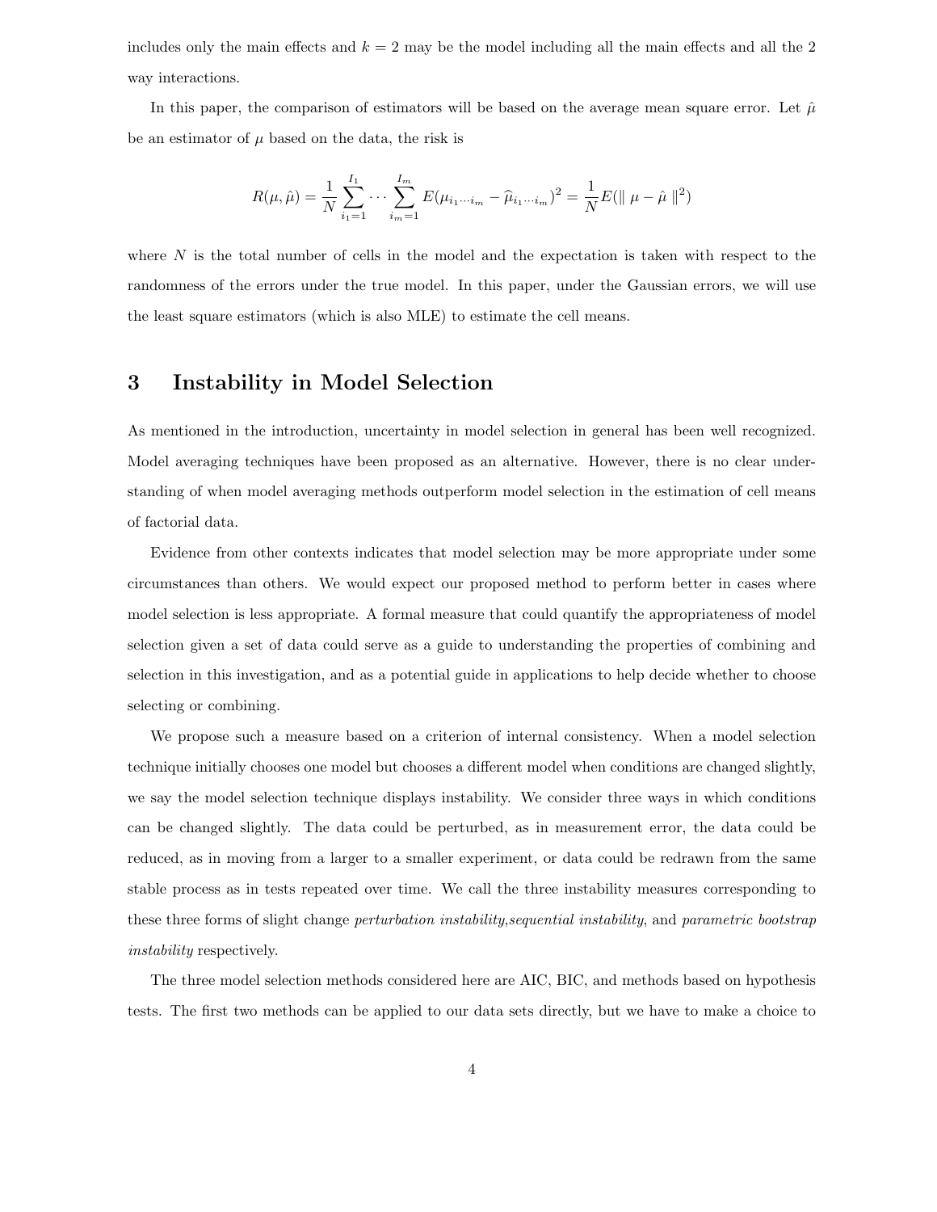includes only the main effects and $k = 2$ may be the model including all the main effects and all the 2 way interactions.

In this paper, the comparison of estimators will be based on the average mean square error. Let $\hat{\mu}$ be an estimator of $\mu$ based on the data, the risk is

$$R(\mu, \hat{\mu}) = \frac{1}{N} \sum_{i_1=1}^{I_1} \cdots \sum_{i_m=1}^{I_m} E(\mu_{i_1 \cdots i_m} - \widehat{\mu}_{i_1 \cdots i_m})^2 = \frac{1}{N} E(\| \mu - \hat{\mu} \|^2)$$

where $N$ is the total number of cells in the model and the expectation is taken with respect to the randomness of the errors under the true model. In this paper, under the Gaussian errors, we will use the least square estimators (which is also MLE) to estimate the cell means.

# 3 Instability in Model Selection

As mentioned in the introduction, uncertainty in model selection in general has been well recognized. Model averaging techniques have been proposed as an alternative. However, there is no clear understanding of when model averaging methods outperform model selection in the estimation of cell means of factorial data.

Evidence from other contexts indicates that model selection may be more appropriate under some circumstances than others. We would expect our proposed method to perform better in cases where model selection is less appropriate. A formal measure that could quantify the appropriateness of model selection given a set of data could serve as a guide to understanding the properties of combining and selection in this investigation, and as a potential guide in applications to help decide whether to choose selecting or combining.

We propose such a measure based on a criterion of internal consistency. When a model selection technique initially chooses one model but chooses a different model when conditions are changed slightly, we say the model selection technique displays instability. We consider three ways in which conditions can be changed slightly. The data could be perturbed, as in measurement error, the data could be reduced, as in moving from a larger to a smaller experiment, or data could be redrawn from the same stable process as in tests repeated over time. We call the three instability measures corresponding to these three forms of slight change *perturbation instability*,*sequential instability*, and *parametric bootstrap instability* respectively.

The three model selection methods considered here are AIC, BIC, and methods based on hypothesis tests. The first two methods can be applied to our data sets directly, but we have to make a choice to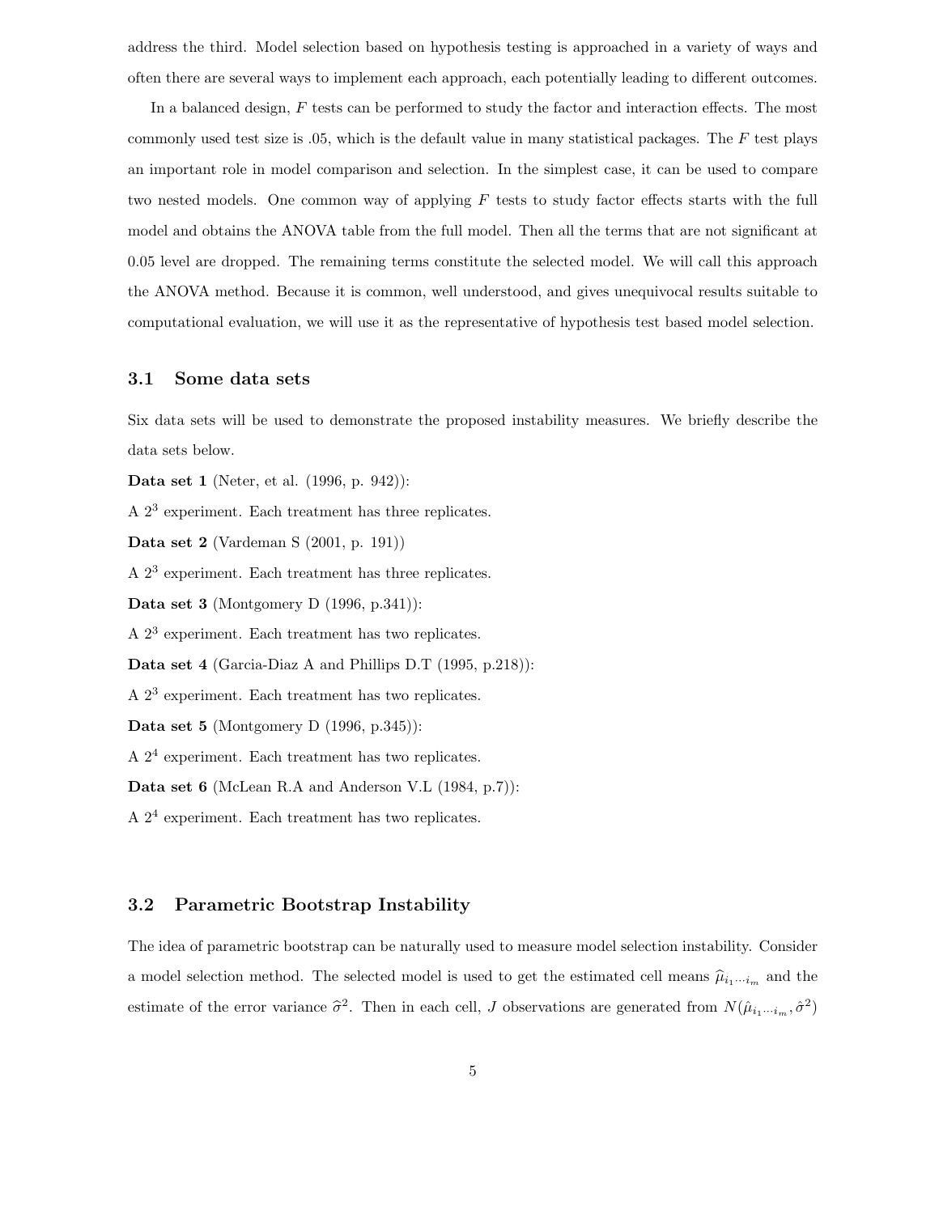address the third. Model selection based on hypothesis testing is approached in a variety of ways and often there are several ways to implement each approach, each potentially leading to different outcomes.

In a balanced design, $F$ tests can be performed to study the factor and interaction effects. The most commonly used test size is .05, which is the default value in many statistical packages. The $F$ test plays an important role in model comparison and selection. In the simplest case, it can be used to compare two nested models. One common way of applying $F$ tests to study factor effects starts with the full model and obtains the ANOVA table from the full model. Then all the terms that are not significant at 0.05 level are dropped. The remaining terms constitute the selected model. We will call this approach the ANOVA method. Because it is common, well understood, and gives unequivocal results suitable to computational evaluation, we will use it as the representative of hypothesis test based model selection.

### 3.1 Some data sets

Six data sets will be used to demonstrate the proposed instability measures. We briefly describe the data sets below.

**Data set 1** (Neter, et al. (1996, p. 942)):

A $2^3$ experiment. Each treatment has three replicates.

**Data set 2** (Vardeman S (2001, p. 191))

A $2^3$ experiment. Each treatment has three replicates.

**Data set 3** (Montgomery D (1996, p.341)):

A $2^3$ experiment. Each treatment has two replicates.

**Data set 4** (Garcia-Diaz A and Phillips D.T (1995, p.218)):

A $2^3$ experiment. Each treatment has two replicates.

**Data set 5** (Montgomery D (1996, p.345)):

A $2^4$ experiment. Each treatment has two replicates.

**Data set 6** (McLean R.A and Anderson V.L (1984, p.7)):

A $2^4$ experiment. Each treatment has two replicates.

### 3.2 Parametric Bootstrap Instability

The idea of parametric bootstrap can be naturally used to measure model selection instability. Consider a model selection method. The selected model is used to get the estimated cell means $\widehat{\mu}_{i_1 \cdots i_m}$ and the estimate of the error variance $\widehat{\sigma}^2$. Then in each cell, $J$ observations are generated from $N(\hat{\mu}_{i_1 \cdots i_m}, \hat{\sigma}^2)$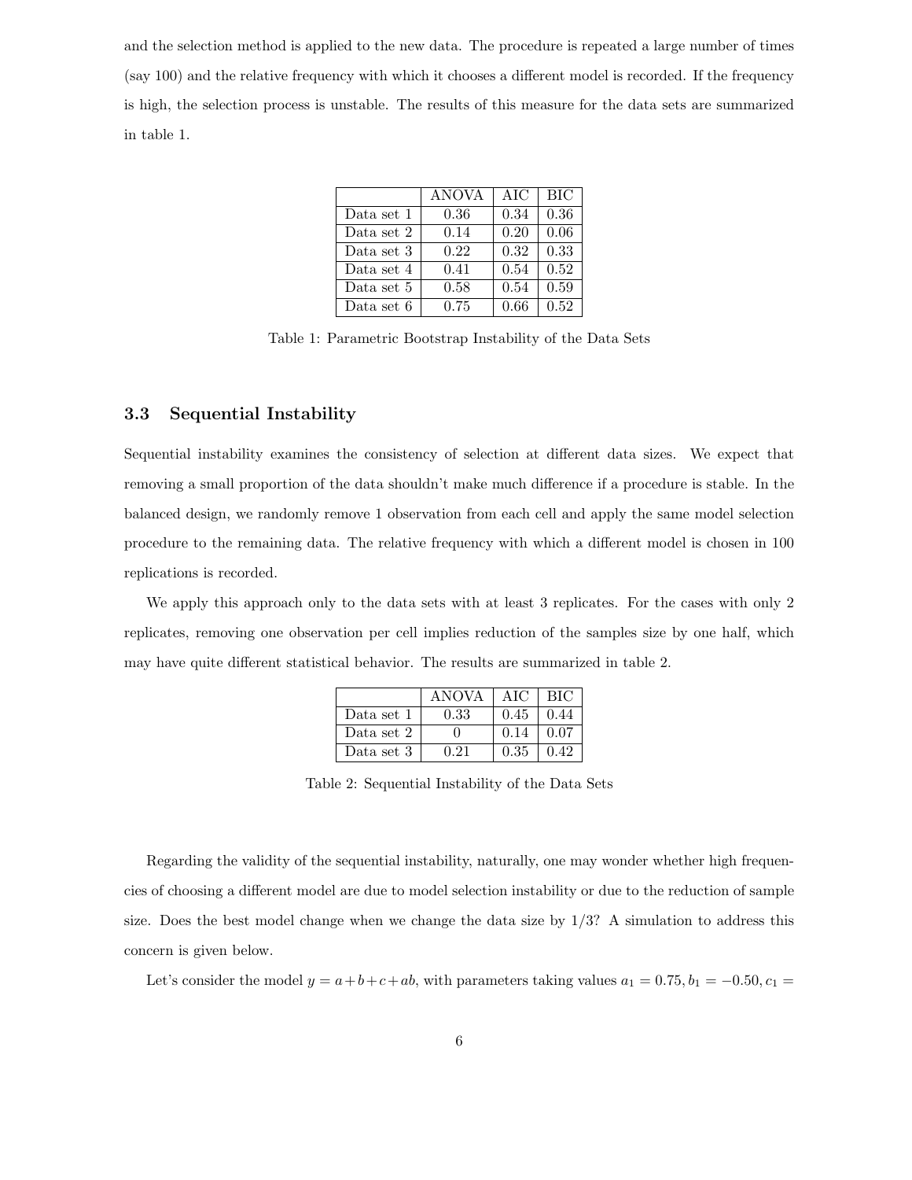and the selection method is applied to the new data. The procedure is repeated a large number of times (say 100) and the relative frequency with which it chooses a different model is recorded. If the frequency is high, the selection process is unstable. The results of this measure for the data sets are summarized in table 1.

| | ANOVA | AIC | BIC |
|---|---|---|---|
| Data set 1 | 0.36 | 0.34 | 0.36 |
| Data set 2 | 0.14 | 0.20 | 0.06 |
| Data set 3 | 0.22 | 0.32 | 0.33 |
| Data set 4 | 0.41 | 0.54 | 0.52 |
| Data set 5 | 0.58 | 0.54 | 0.59 |
| Data set 6 | 0.75 | 0.66 | 0.52 |

Table 1: Parametric Bootstrap Instability of the Data Sets

### 3.3 Sequential Instability

Sequential instability examines the consistency of selection at different data sizes. We expect that removing a small proportion of the data shouldn't make much difference if a procedure is stable. In the balanced design, we randomly remove 1 observation from each cell and apply the same model selection procedure to the remaining data. The relative frequency with which a different model is chosen in 100 replications is recorded.

We apply this approach only to the data sets with at least 3 replicates. For the cases with only 2 replicates, removing one observation per cell implies reduction of the samples size by one half, which may have quite different statistical behavior. The results are summarized in table 2.

| | ANOVA | AIC | BIC |
|---|---|---|---|
| Data set 1 | 0.33 | 0.45 | 0.44 |
| Data set 2 | 0 | 0.14 | 0.07 |
| Data set 3 | 0.21 | 0.35 | 0.42 |

Table 2: Sequential Instability of the Data Sets

Regarding the validity of the sequential instability, naturally, one may wonder whether high frequencies of choosing a different model are due to model selection instability or due to the reduction of sample size. Does the best model change when we change the data size by 1/3? A simulation to address this concern is given below.

Let's consider the model $y = a + b + c + ab$, with parameters taking values $a_1 = 0.75, b_1 = -0.50, c_1 =$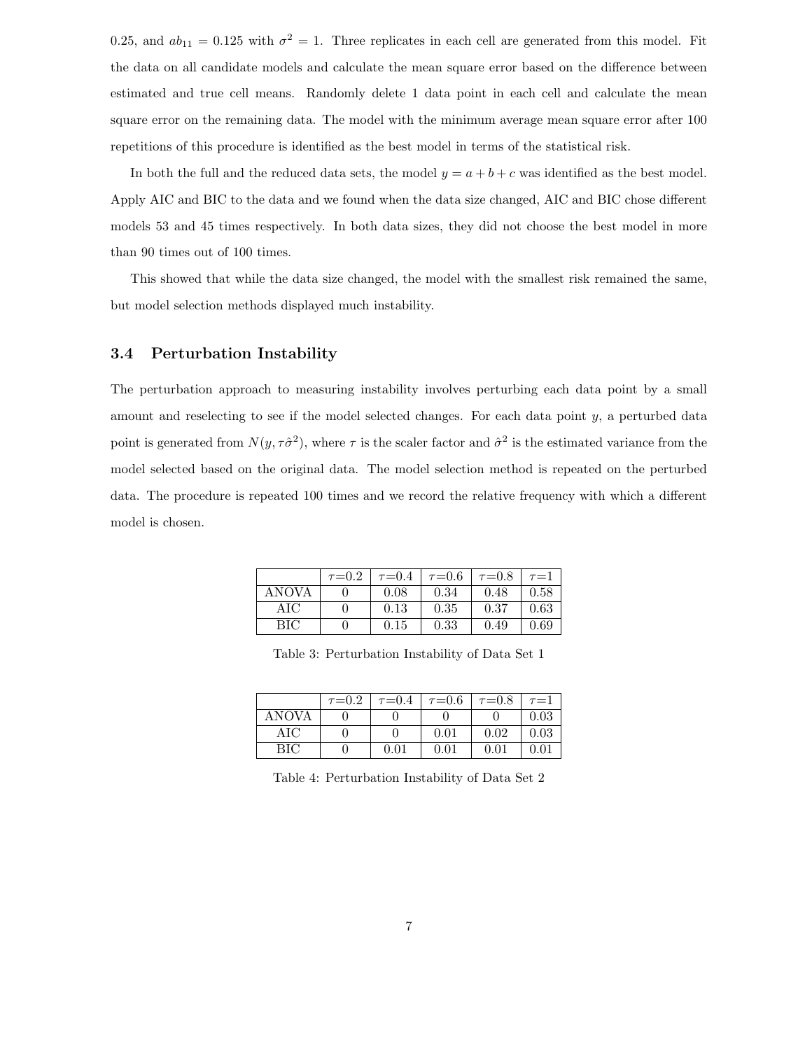0.25, and $ab_{11} = 0.125$ with $\sigma^2 = 1$. Three replicates in each cell are generated from this model. Fit the data on all candidate models and calculate the mean square error based on the difference between estimated and true cell means. Randomly delete 1 data point in each cell and calculate the mean square error on the remaining data. The model with the minimum average mean square error after 100 repetitions of this procedure is identified as the best model in terms of the statistical risk.

In both the full and the reduced data sets, the model $y = a + b + c$ was identified as the best model. Apply AIC and BIC to the data and we found when the data size changed, AIC and BIC chose different models 53 and 45 times respectively. In both data sizes, they did not choose the best model in more than 90 times out of 100 times.

This showed that while the data size changed, the model with the smallest risk remained the same, but model selection methods displayed much instability.

### 3.4 Perturbation Instability

The perturbation approach to measuring instability involves perturbing each data point by a small amount and reselecting to see if the model selected changes. For each data point $y$, a perturbed data point is generated from $N(y, \tau\hat{\sigma}^2)$, where $\tau$ is the scaler factor and $\hat{\sigma}^2$ is the estimated variance from the model selected based on the original data. The model selection method is repeated on the perturbed data. The procedure is repeated 100 times and we record the relative frequency with which a different model is chosen.

| | $\tau$=0.2 | $\tau$=0.4 | $\tau$=0.6 | $\tau$=0.8 | $\tau$=1 |
|---|---|---|---|---|---|
| ANOVA | 0 | 0.08 | 0.34 | 0.48 | 0.58 |
| AIC | 0 | 0.13 | 0.35 | 0.37 | 0.63 |
| BIC | 0 | 0.15 | 0.33 | 0.49 | 0.69 |

Table 3: Perturbation Instability of Data Set 1

| | $\tau$=0.2 | $\tau$=0.4 | $\tau$=0.6 | $\tau$=0.8 | $\tau$=1 |
|---|---|---|---|---|---|
| ANOVA | 0 | 0 | 0 | 0 | 0.03 |
| AIC | 0 | 0 | 0.01 | 0.02 | 0.03 |
| BIC | 0 | 0.01 | 0.01 | 0.01 | 0.01 |

Table 4: Perturbation Instability of Data Set 2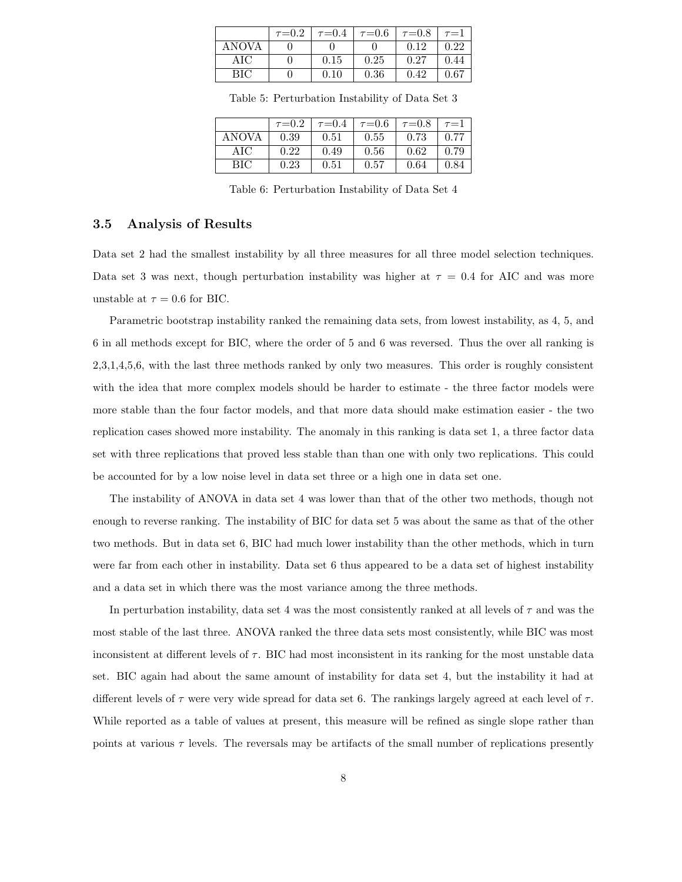|  | $\tau$=0.2 | $\tau$=0.4 | $\tau$=0.6 | $\tau$=0.8 | $\tau$=1 |
|---|---|---|---|---|---|
| ANOVA | 0 | 0 | 0 | 0.12 | 0.22 |
| AIC | 0 | 0.15 | 0.25 | 0.27 | 0.44 |
| BIC | 0 | 0.10 | 0.36 | 0.42 | 0.67 |

Table 5: Perturbation Instability of Data Set 3

|  | $\tau$=0.2 | $\tau$=0.4 | $\tau$=0.6 | $\tau$=0.8 | $\tau$=1 |
|---|---|---|---|---|---|
| ANOVA | 0.39 | 0.51 | 0.55 | 0.73 | 0.77 |
| AIC | 0.22 | 0.49 | 0.56 | 0.62 | 0.79 |
| BIC | 0.23 | 0.51 | 0.57 | 0.64 | 0.84 |

Table 6: Perturbation Instability of Data Set 4

### 3.5 Analysis of Results

Data set 2 had the smallest instability by all three measures for all three model selection techniques. Data set 3 was next, though perturbation instability was higher at $\tau = 0.4$ for AIC and was more unstable at $\tau = 0.6$ for BIC.

Parametric bootstrap instability ranked the remaining data sets, from lowest instability, as 4, 5, and 6 in all methods except for BIC, where the order of 5 and 6 was reversed. Thus the over all ranking is 2,3,1,4,5,6, with the last three methods ranked by only two measures. This order is roughly consistent with the idea that more complex models should be harder to estimate - the three factor models were more stable than the four factor models, and that more data should make estimation easier - the two replication cases showed more instability. The anomaly in this ranking is data set 1, a three factor data set with three replications that proved less stable than than one with only two replications. This could be accounted for by a low noise level in data set three or a high one in data set one.

The instability of ANOVA in data set 4 was lower than that of the other two methods, though not enough to reverse ranking. The instability of BIC for data set 5 was about the same as that of the other two methods. But in data set 6, BIC had much lower instability than the other methods, which in turn were far from each other in instability. Data set 6 thus appeared to be a data set of highest instability and a data set in which there was the most variance among the three methods.

In perturbation instability, data set 4 was the most consistently ranked at all levels of $\tau$ and was the most stable of the last three. ANOVA ranked the three data sets most consistently, while BIC was most inconsistent at different levels of $\tau$. BIC had most inconsistent in its ranking for the most unstable data set. BIC again had about the same amount of instability for data set 4, but the instability it had at different levels of $\tau$ were very wide spread for data set 6. The rankings largely agreed at each level of $\tau$. While reported as a table of values at present, this measure will be refined as single slope rather than points at various $\tau$ levels. The reversals may be artifacts of the small number of replications presently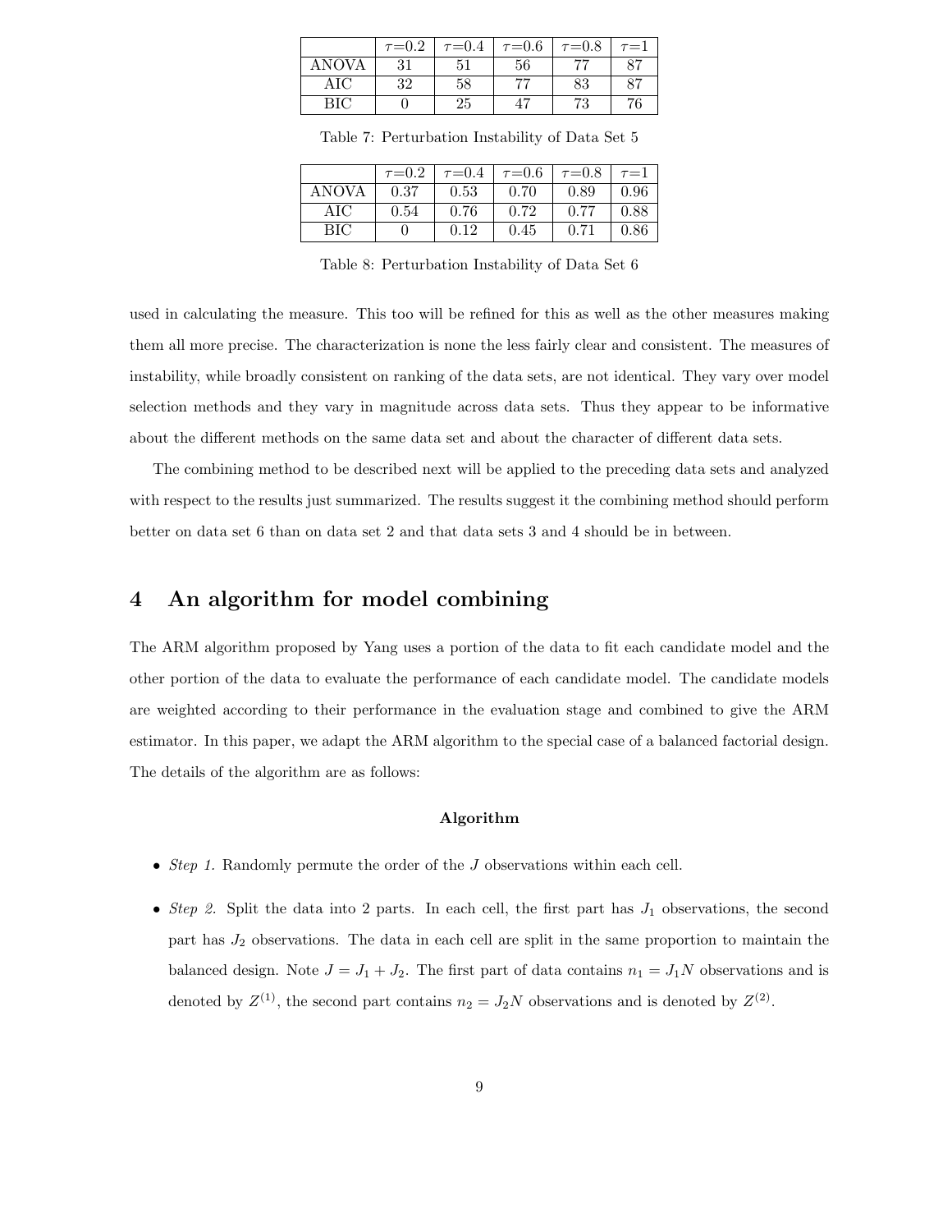| | $\tau$=0.2 | $\tau$=0.4 | $\tau$=0.6 | $\tau$=0.8 | $\tau$=1 |
|---|---|---|---|---|---|
| ANOVA | 31 | 51 | 56 | 77 | 87 |
| AIC | 32 | 58 | 77 | 83 | 87 |
| BIC | 0 | 25 | 47 | 73 | 76 |

Table 7: Perturbation Instability of Data Set 5

| | $\tau$=0.2 | $\tau$=0.4 | $\tau$=0.6 | $\tau$=0.8 | $\tau$=1 |
|---|---|---|---|---|---|
| ANOVA | 0.37 | 0.53 | 0.70 | 0.89 | 0.96 |
| AIC | 0.54 | 0.76 | 0.72 | 0.77 | 0.88 |
| BIC | 0 | 0.12 | 0.45 | 0.71 | 0.86 |

Table 8: Perturbation Instability of Data Set 6

used in calculating the measure. This too will be refined for this as well as the other measures making them all more precise. The characterization is none the less fairly clear and consistent. The measures of instability, while broadly consistent on ranking of the data sets, are not identical. They vary over model selection methods and they vary in magnitude across data sets. Thus they appear to be informative about the different methods on the same data set and about the character of different data sets.

The combining method to be described next will be applied to the preceding data sets and analyzed with respect to the results just summarized. The results suggest it the combining method should perform better on data set 6 than on data set 2 and that data sets 3 and 4 should be in between.

# 4 An algorithm for model combining

The ARM algorithm proposed by Yang uses a portion of the data to fit each candidate model and the other portion of the data to evaluate the performance of each candidate model. The candidate models are weighted according to their performance in the evaluation stage and combined to give the ARM estimator. In this paper, we adapt the ARM algorithm to the special case of a balanced factorial design. The details of the algorithm are as follows:

**Algorithm**

- *Step 1.* Randomly permute the order of the $J$ observations within each cell.
- *Step 2.* Split the data into 2 parts. In each cell, the first part has $J_1$ observations, the second part has $J_2$ observations. The data in each cell are split in the same proportion to maintain the balanced design. Note $J = J_1 + J_2$. The first part of data contains $n_1 = J_1 N$ observations and is denoted by $Z^{(1)}$, the second part contains $n_2 = J_2 N$ observations and is denoted by $Z^{(2)}$.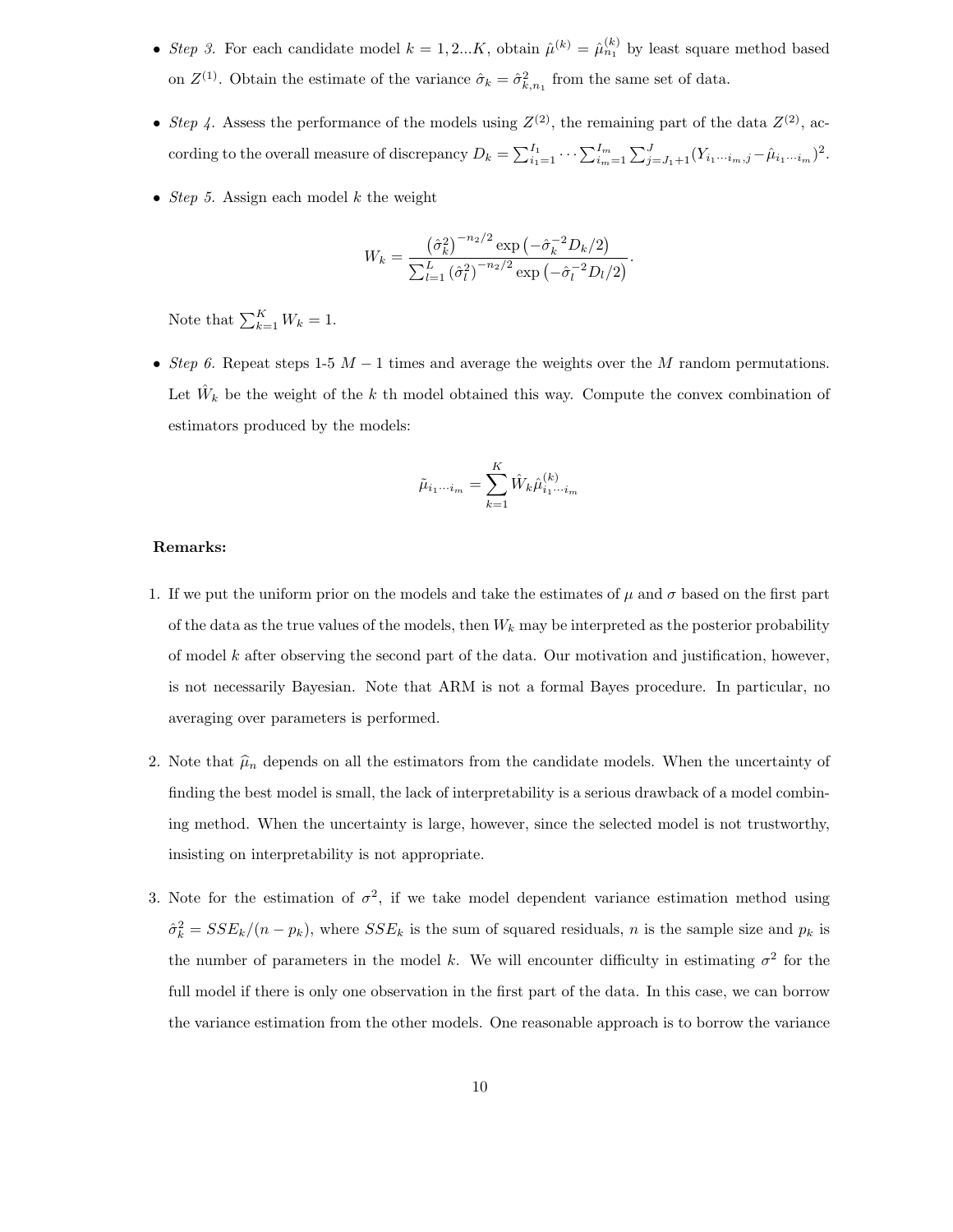- *Step 3.* For each candidate model $k = 1, 2...K$, obtain $\hat{\mu}^{(k)} = \hat{\mu}^{(k)}_{n_1}$ by least square method based on $Z^{(1)}$. Obtain the estimate of the variance $\hat{\sigma}_k = \hat{\sigma}^2_{k,n_1}$ from the same set of data.

- *Step 4.* Assess the performance of the models using $Z^{(2)}$, the remaining part of the data $Z^{(2)}$, according to the overall measure of discrepancy $D_k = \sum_{i_1=1}^{I_1} \cdots \sum_{i_m=1}^{I_m} \sum_{j=J_1+1}^{J} (Y_{i_1\cdots i_m,j} - \hat{\mu}_{i_1\cdots i_m})^2$.

- *Step 5.* Assign each model $k$ the weight

$$W_k = \frac{\left(\hat{\sigma}_k^2\right)^{-n_2/2} \exp\left(-\hat{\sigma}_k^{-2} D_k/2\right)}{\sum_{l=1}^{L} \left(\hat{\sigma}_l^2\right)^{-n_2/2} \exp\left(-\hat{\sigma}_l^{-2} D_l/2\right)}.$$

  Note that $\sum_{k=1}^{K} W_k = 1$.

- *Step 6.* Repeat steps 1-5 $M-1$ times and average the weights over the $M$ random permutations. Let $\hat{W}_k$ be the weight of the $k$ th model obtained this way. Compute the convex combination of estimators produced by the models:

$$\tilde{\mu}_{i_1\cdots i_m} = \sum_{k=1}^{K} \hat{W}_k \hat{\mu}^{(k)}_{i_1\cdots i_m}$$

**Remarks:**

1. If we put the uniform prior on the models and take the estimates of $\mu$ and $\sigma$ based on the first part of the data as the true values of the models, then $W_k$ may be interpreted as the posterior probability of model $k$ after observing the second part of the data. Our motivation and justification, however, is not necessarily Bayesian. Note that ARM is not a formal Bayes procedure. In particular, no averaging over parameters is performed.

2. Note that $\widehat{\mu}_n$ depends on all the estimators from the candidate models. When the uncertainty of finding the best model is small, the lack of interpretability is a serious drawback of a model combining method. When the uncertainty is large, however, since the selected model is not trustworthy, insisting on interpretability is not appropriate.

3. Note for the estimation of $\sigma^2$, if we take model dependent variance estimation method using $\hat{\sigma}^2_k = SSE_k/(n - p_k)$, where $SSE_k$ is the sum of squared residuals, $n$ is the sample size and $p_k$ is the number of parameters in the model $k$. We will encounter difficulty in estimating $\sigma^2$ for the full model if there is only one observation in the first part of the data. In this case, we can borrow the variance estimation from the other models. One reasonable approach is to borrow the variance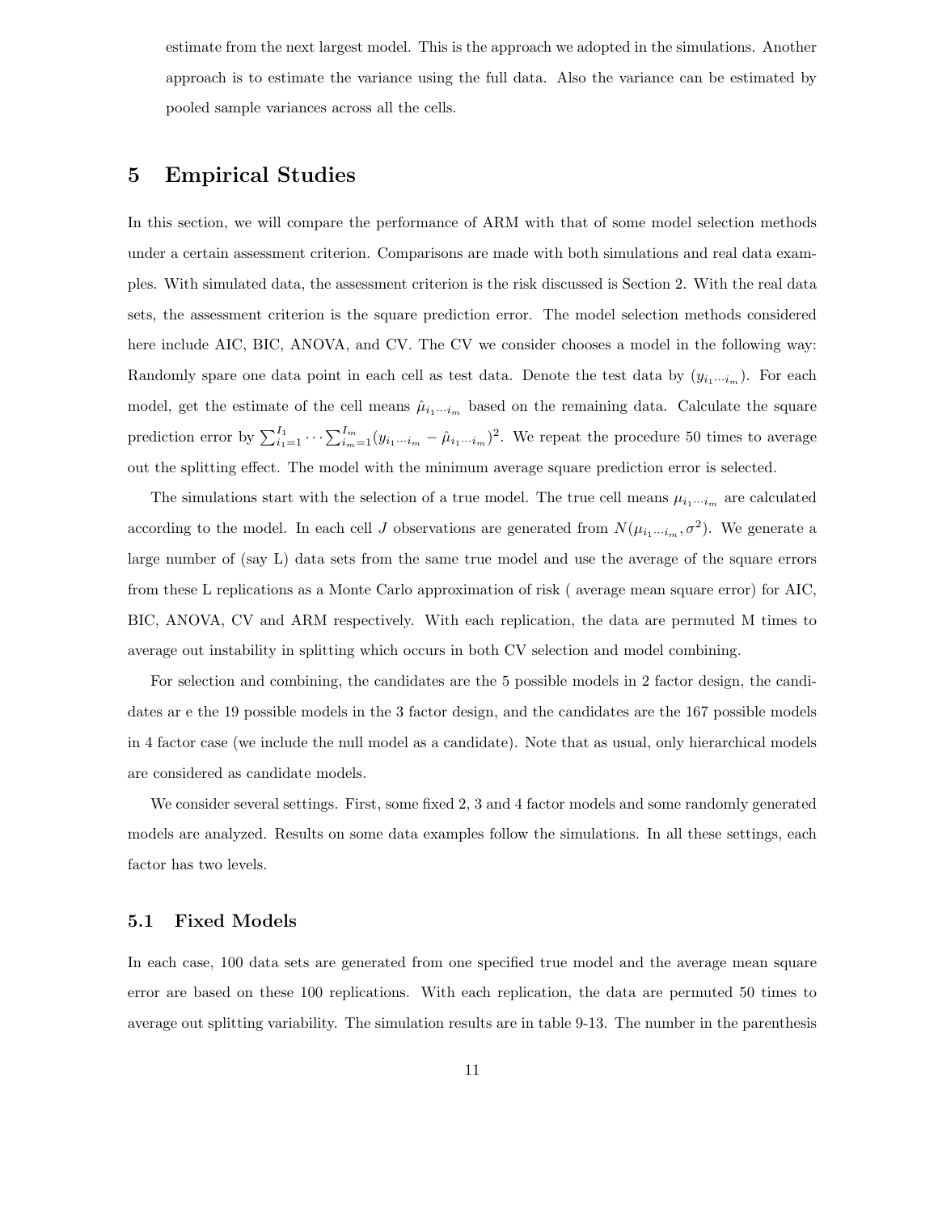estimate from the next largest model. This is the approach we adopted in the simulations. Another approach is to estimate the variance using the full data. Also the variance can be estimated by pooled sample variances across all the cells.

## 5 Empirical Studies

In this section, we will compare the performance of ARM with that of some model selection methods under a certain assessment criterion. Comparisons are made with both simulations and real data examples. With simulated data, the assessment criterion is the risk discussed is Section 2. With the real data sets, the assessment criterion is the square prediction error. The model selection methods considered here include AIC, BIC, ANOVA, and CV. The CV we consider chooses a model in the following way: Randomly spare one data point in each cell as test data. Denote the test data by $(y_{i_1 \cdots i_m})$. For each model, get the estimate of the cell means $\hat{\mu}_{i_1 \cdots i_m}$ based on the remaining data. Calculate the square prediction error by $\sum_{i_1=1}^{I_1} \cdots \sum_{i_m=1}^{I_m} (y_{i_1 \cdots i_m} - \hat{\mu}_{i_1 \cdots i_m})^2$. We repeat the procedure 50 times to average out the splitting effect. The model with the minimum average square prediction error is selected.

The simulations start with the selection of a true model. The true cell means $\mu_{i_1 \cdots i_m}$ are calculated according to the model. In each cell $J$ observations are generated from $N(\mu_{i_1 \cdots i_m}, \sigma^2)$. We generate a large number of (say L) data sets from the same true model and use the average of the square errors from these L replications as a Monte Carlo approximation of risk ( average mean square error) for AIC, BIC, ANOVA, CV and ARM respectively. With each replication, the data are permuted M times to average out instability in splitting which occurs in both CV selection and model combining.

For selection and combining, the candidates are the 5 possible models in 2 factor design, the candidates ar e the 19 possible models in the 3 factor design, and the candidates are the 167 possible models in 4 factor case (we include the null model as a candidate). Note that as usual, only hierarchical models are considered as candidate models.

We consider several settings. First, some fixed 2, 3 and 4 factor models and some randomly generated models are analyzed. Results on some data examples follow the simulations. In all these settings, each factor has two levels.

### 5.1 Fixed Models

In each case, 100 data sets are generated from one specified true model and the average mean square error are based on these 100 replications. With each replication, the data are permuted 50 times to average out splitting variability. The simulation results are in table 9-13. The number in the parenthesis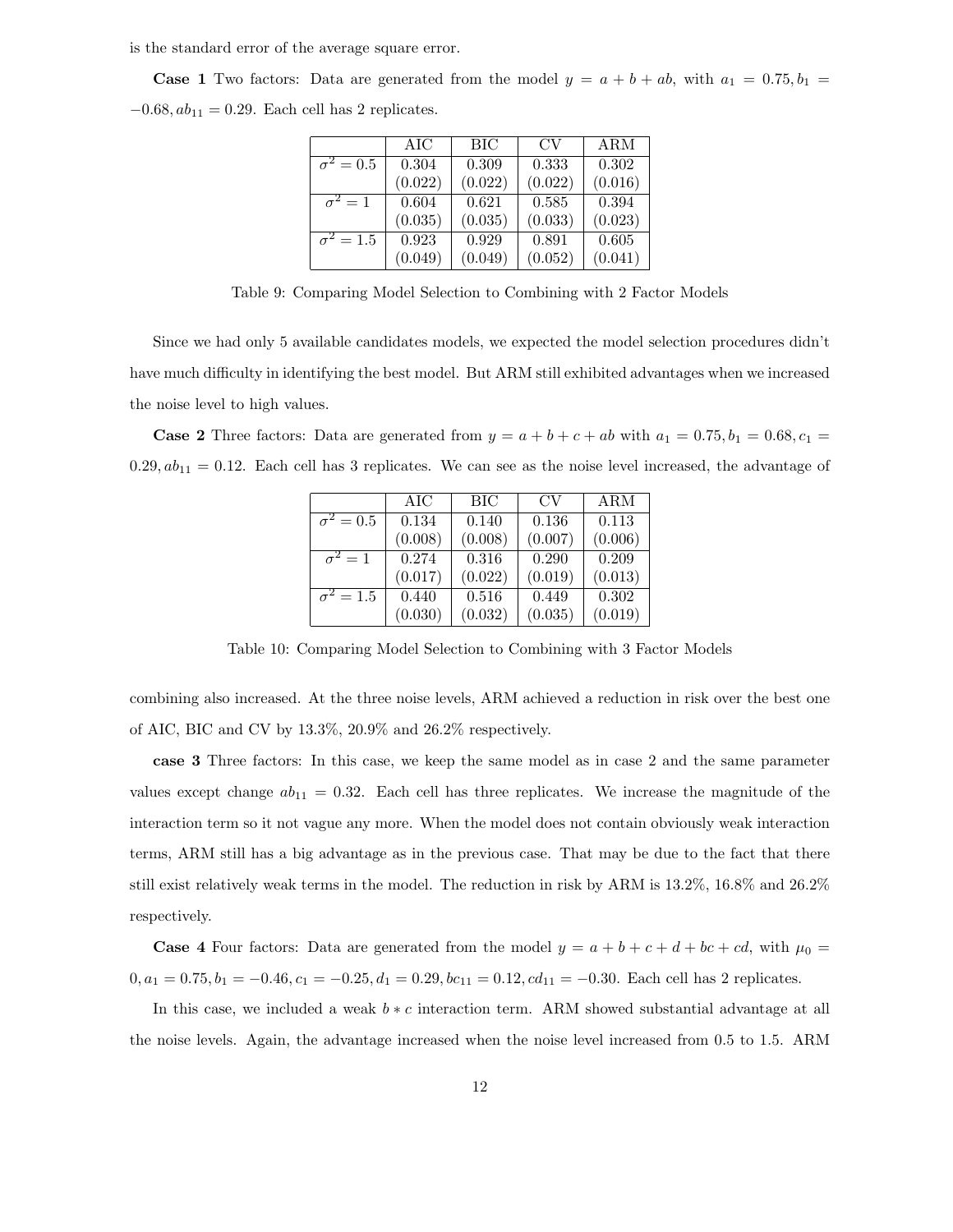is the standard error of the average square error.

**Case 1** Two factors: Data are generated from the model $y = a + b + ab$, with $a_1 = 0.75, b_1 = -0.68, ab_{11} = 0.29$. Each cell has 2 replicates.

| | AIC | BIC | CV | ARM |
|---|---|---|---|---|
| $\sigma^2 = 0.5$ | 0.304 | 0.309 | 0.333 | 0.302 |
| | (0.022) | (0.022) | (0.022) | (0.016) |
| $\sigma^2 = 1$ | 0.604 | 0.621 | 0.585 | 0.394 |
| | (0.035) | (0.035) | (0.033) | (0.023) |
| $\sigma^2 = 1.5$ | 0.923 | 0.929 | 0.891 | 0.605 |
| | (0.049) | (0.049) | (0.052) | (0.041) |

Table 9: Comparing Model Selection to Combining with 2 Factor Models

Since we had only 5 available candidates models, we expected the model selection procedures didn't have much difficulty in identifying the best model. But ARM still exhibited advantages when we increased the noise level to high values.

**Case 2** Three factors: Data are generated from $y = a + b + c + ab$ with $a_1 = 0.75, b_1 = 0.68, c_1 = 0.29, ab_{11} = 0.12$. Each cell has 3 replicates. We can see as the noise level increased, the advantage of combining also increased. At the three noise levels, ARM achieved a reduction in risk over the best one of AIC, BIC and CV by 13.3%, 20.9% and 26.2% respectively.

| | AIC | BIC | CV | ARM |
|---|---|---|---|---|
| $\sigma^2 = 0.5$ | 0.134 | 0.140 | 0.136 | 0.113 |
| | (0.008) | (0.008) | (0.007) | (0.006) |
| $\sigma^2 = 1$ | 0.274 | 0.316 | 0.290 | 0.209 |
| | (0.017) | (0.022) | (0.019) | (0.013) |
| $\sigma^2 = 1.5$ | 0.440 | 0.516 | 0.449 | 0.302 |
| | (0.030) | (0.032) | (0.035) | (0.019) |

Table 10: Comparing Model Selection to Combining with 3 Factor Models

**case 3** Three factors: In this case, we keep the same model as in case 2 and the same parameter values except change $ab_{11} = 0.32$. Each cell has three replicates. We increase the magnitude of the interaction term so it not vague any more. When the model does not contain obviously weak interaction terms, ARM still has a big advantage as in the previous case. That may be due to the fact that there still exist relatively weak terms in the model. The reduction in risk by ARM is 13.2%, 16.8% and 26.2% respectively.

**Case 4** Four factors: Data are generated from the model $y = a + b + c + d + bc + cd$, with $\mu_0 = 0, a_1 = 0.75, b_1 = -0.46, c_1 = -0.25, d_1 = 0.29, bc_{11} = 0.12, cd_{11} = -0.30$. Each cell has 2 replicates.

In this case, we included a weak $b * c$ interaction term. ARM showed substantial advantage at all the noise levels. Again, the advantage increased when the noise level increased from 0.5 to 1.5. ARM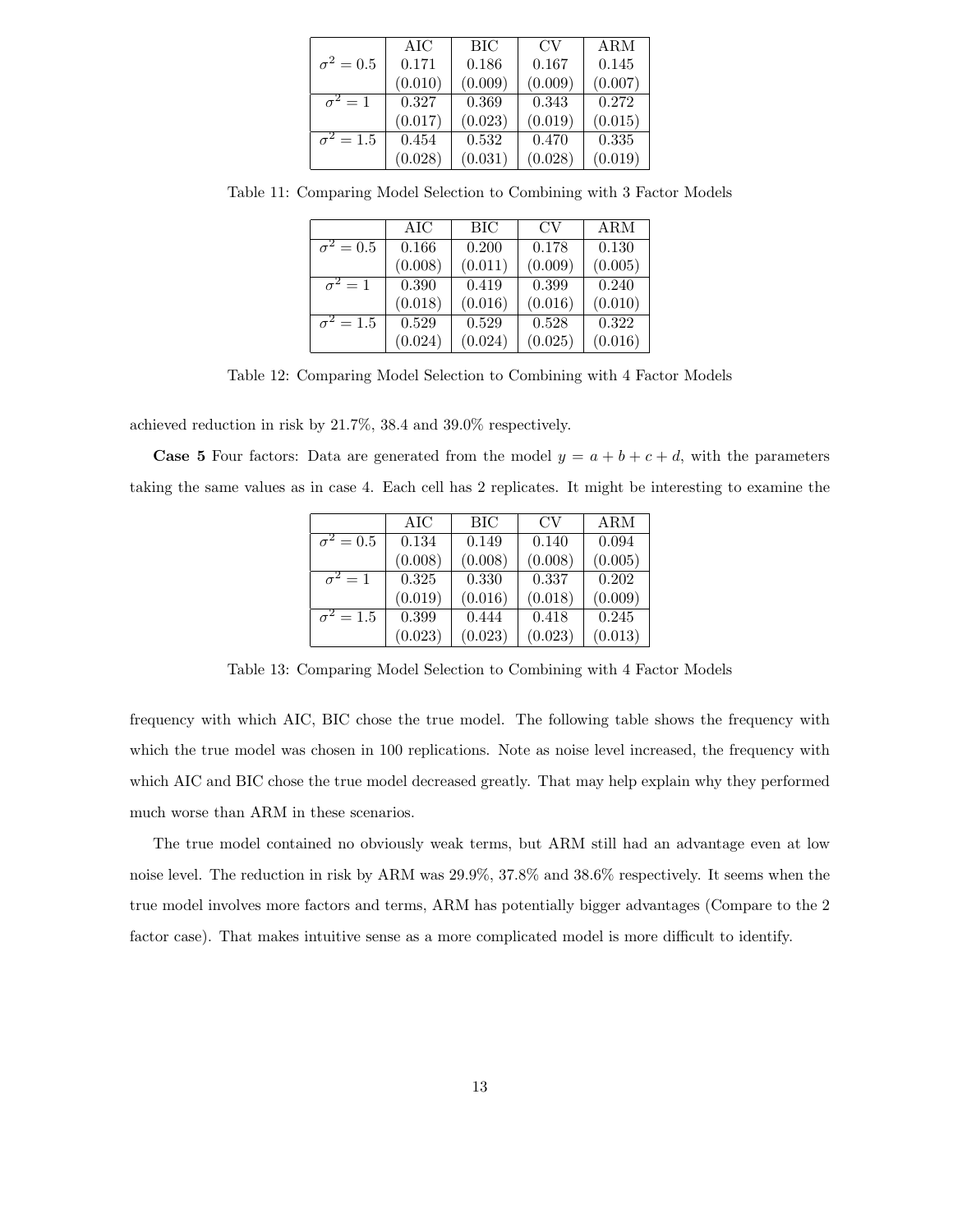|  | AIC | BIC | CV | ARM |
|---|---|---|---|---|
| $\sigma^2 = 0.5$ | 0.171 | 0.186 | 0.167 | 0.145 |
|  | (0.010) | (0.009) | (0.009) | (0.007) |
| $\sigma^2 = 1$ | 0.327 | 0.369 | 0.343 | 0.272 |
|  | (0.017) | (0.023) | (0.019) | (0.015) |
| $\sigma^2 = 1.5$ | 0.454 | 0.532 | 0.470 | 0.335 |
|  | (0.028) | (0.031) | (0.028) | (0.019) |

Table 11: Comparing Model Selection to Combining with 3 Factor Models

|  | AIC | BIC | CV | ARM |
|---|---|---|---|---|
| $\sigma^2 = 0.5$ | 0.166 | 0.200 | 0.178 | 0.130 |
|  | (0.008) | (0.011) | (0.009) | (0.005) |
| $\sigma^2 = 1$ | 0.390 | 0.419 | 0.399 | 0.240 |
|  | (0.018) | (0.016) | (0.016) | (0.010) |
| $\sigma^2 = 1.5$ | 0.529 | 0.529 | 0.528 | 0.322 |
|  | (0.024) | (0.024) | (0.025) | (0.016) |

Table 12: Comparing Model Selection to Combining with 4 Factor Models

achieved reduction in risk by 21.7%, 38.4 and 39.0% respectively.

**Case 5** Four factors: Data are generated from the model $y = a + b + c + d$, with the parameters taking the same values as in case 4. Each cell has 2 replicates. It might be interesting to examine the

|  | AIC | BIC | CV | ARM |
|---|---|---|---|---|
| $\sigma^2 = 0.5$ | 0.134 | 0.149 | 0.140 | 0.094 |
|  | (0.008) | (0.008) | (0.008) | (0.005) |
| $\sigma^2 = 1$ | 0.325 | 0.330 | 0.337 | 0.202 |
|  | (0.019) | (0.016) | (0.018) | (0.009) |
| $\sigma^2 = 1.5$ | 0.399 | 0.444 | 0.418 | 0.245 |
|  | (0.023) | (0.023) | (0.023) | (0.013) |

Table 13: Comparing Model Selection to Combining with 4 Factor Models

frequency with which AIC, BIC chose the true model. The following table shows the frequency with which the true model was chosen in 100 replications. Note as noise level increased, the frequency with which AIC and BIC chose the true model decreased greatly. That may help explain why they performed much worse than ARM in these scenarios.

The true model contained no obviously weak terms, but ARM still had an advantage even at low noise level. The reduction in risk by ARM was 29.9%, 37.8% and 38.6% respectively. It seems when the true model involves more factors and terms, ARM has potentially bigger advantages (Compare to the 2 factor case). That makes intuitive sense as a more complicated model is more difficult to identify.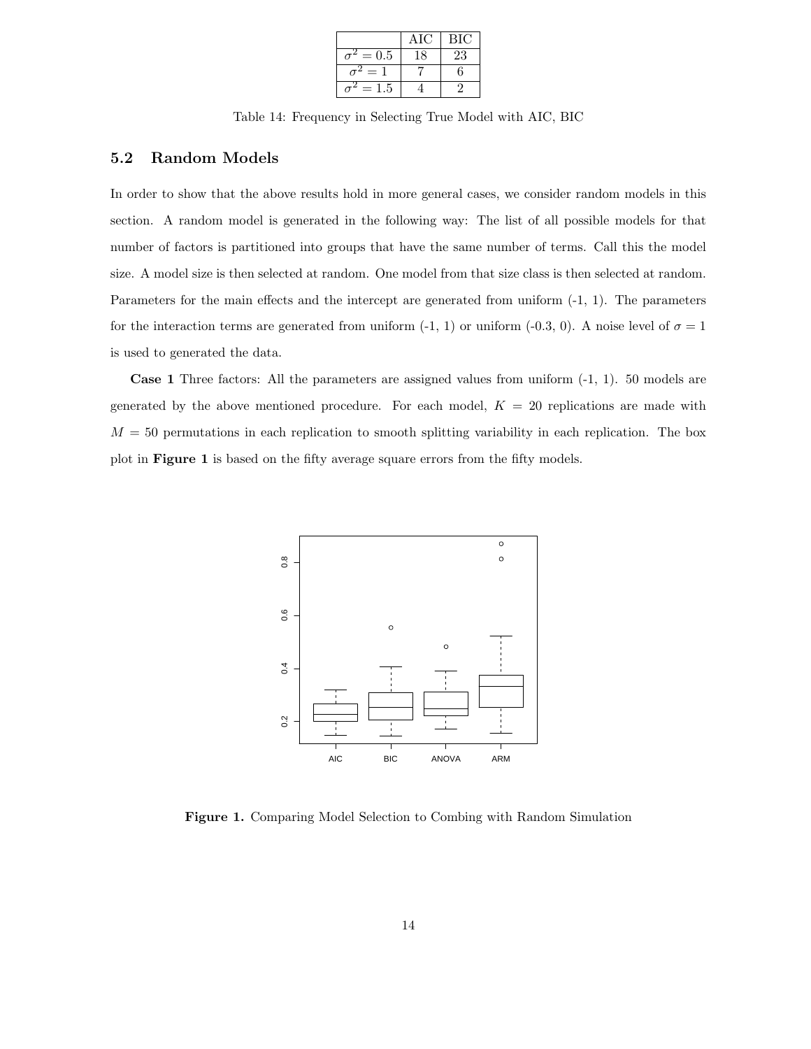|  | AIC | BIC |
| --- | --- | --- |
| $\sigma^2 = 0.5$ | 18 | 23 |
| $\sigma^2 = 1$ | 7 | 6 |
| $\sigma^2 = 1.5$ | 4 | 2 |

Table 14: Frequency in Selecting True Model with AIC, BIC

## 5.2 Random Models

In order to show that the above results hold in more general cases, we consider random models in this section. A random model is generated in the following way: The list of all possible models for that number of factors is partitioned into groups that have the same number of terms. Call this the model size. A model size is then selected at random. One model from that size class is then selected at random. Parameters for the main effects and the intercept are generated from uniform (-1, 1). The parameters for the interaction terms are generated from uniform (-1, 1) or uniform (-0.3, 0). A noise level of $\sigma = 1$ is used to generated the data.

**Case 1** Three factors: All the parameters are assigned values from uniform (-1, 1). 50 models are generated by the above mentioned procedure. For each model, $K = 20$ replications are made with $M = 50$ permutations in each replication to smooth splitting variability in each replication. The box plot in **Figure 1** is based on the fifty average square errors from the fifty models.

**Figure 1.** Comparing Model Selection to Combing with Random Simulation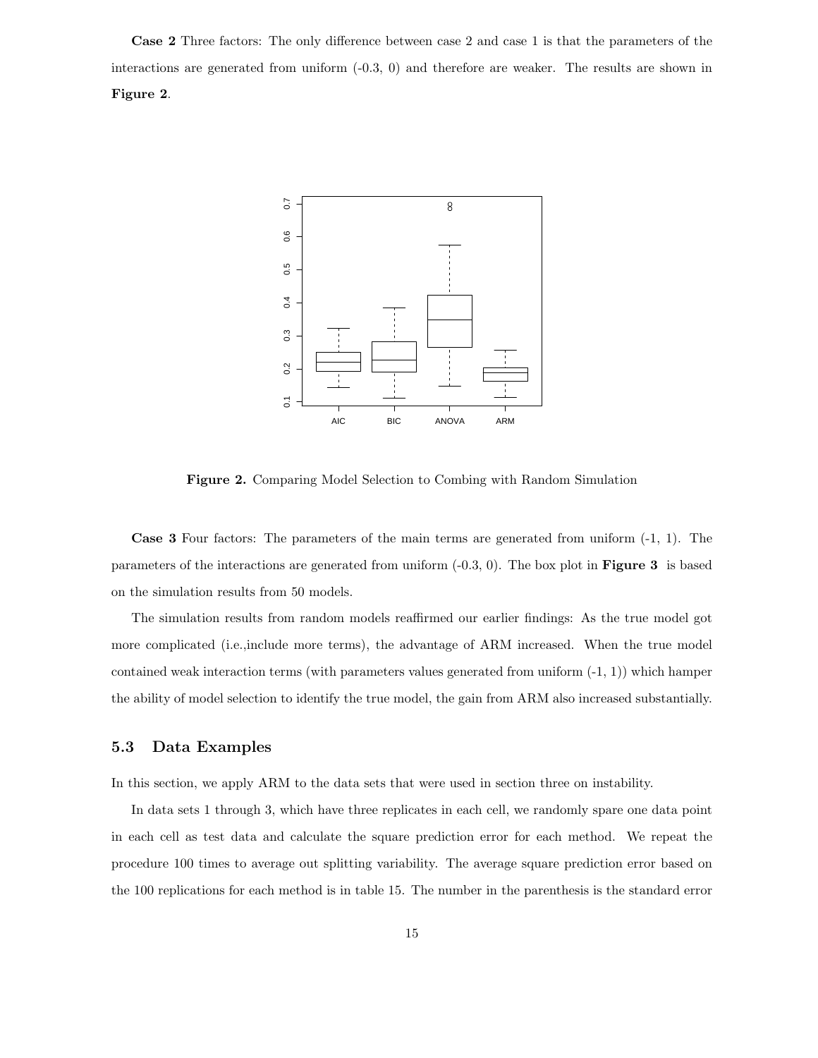**Case 2** Three factors: The only difference between case 2 and case 1 is that the parameters of the interactions are generated from uniform (-0.3, 0) and therefore are weaker. The results are shown in **Figure 2**.

**Figure 2.** Comparing Model Selection to Combing with Random Simulation

**Case 3** Four factors: The parameters of the main terms are generated from uniform (-1, 1). The parameters of the interactions are generated from uniform (-0.3, 0). The box plot in **Figure 3** is based on the simulation results from 50 models.

The simulation results from random models reaffirmed our earlier findings: As the true model got more complicated (i.e.,include more terms), the advantage of ARM increased. When the true model contained weak interaction terms (with parameters values generated from uniform (-1, 1)) which hamper the ability of model selection to identify the true model, the gain from ARM also increased substantially.

### 5.3 Data Examples

In this section, we apply ARM to the data sets that were used in section three on instability.

In data sets 1 through 3, which have three replicates in each cell, we randomly spare one data point in each cell as test data and calculate the square prediction error for each method. We repeat the procedure 100 times to average out splitting variability. The average square prediction error based on the 100 replications for each method is in table 15. The number in the parenthesis is the standard error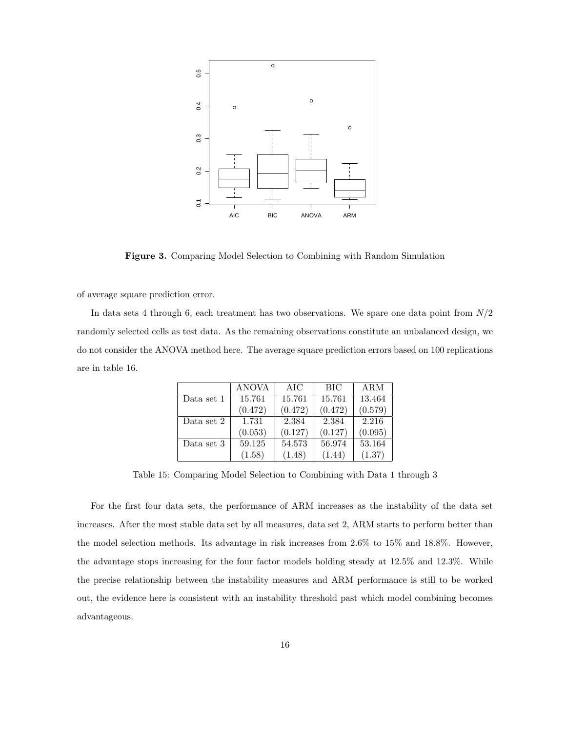**Figure 3.** Comparing Model Selection to Combining with Random Simulation

of average square prediction error.

In data sets 4 through 6, each treatment has two observations. We spare one data point from $N/2$ randomly selected cells as test data. As the remaining observations constitute an unbalanced design, we do not consider the ANOVA method here. The average square prediction errors based on 100 replications are in table 16.

| | ANOVA | AIC | BIC | ARM |
|---|---|---|---|---|
| Data set 1 | 15.761 | 15.761 | 15.761 | 13.464 |
| | (0.472) | (0.472) | (0.472) | (0.579) |
| Data set 2 | 1.731 | 2.384 | 2.384 | 2.216 |
| | (0.053) | (0.127) | (0.127) | (0.095) |
| Data set 3 | 59.125 | 54.573 | 56.974 | 53.164 |
| | (1.58) | (1.48) | (1.44) | (1.37) |

Table 15: Comparing Model Selection to Combining with Data 1 through 3

For the first four data sets, the performance of ARM increases as the instability of the data set increases. After the most stable data set by all measures, data set 2, ARM starts to perform better than the model selection methods. Its advantage in risk increases from 2.6% to 15% and 18.8%. However, the advantage stops increasing for the four factor models holding steady at 12.5% and 12.3%. While the precise relationship between the instability measures and ARM performance is still to be worked out, the evidence here is consistent with an instability threshold past which model combining becomes advantageous.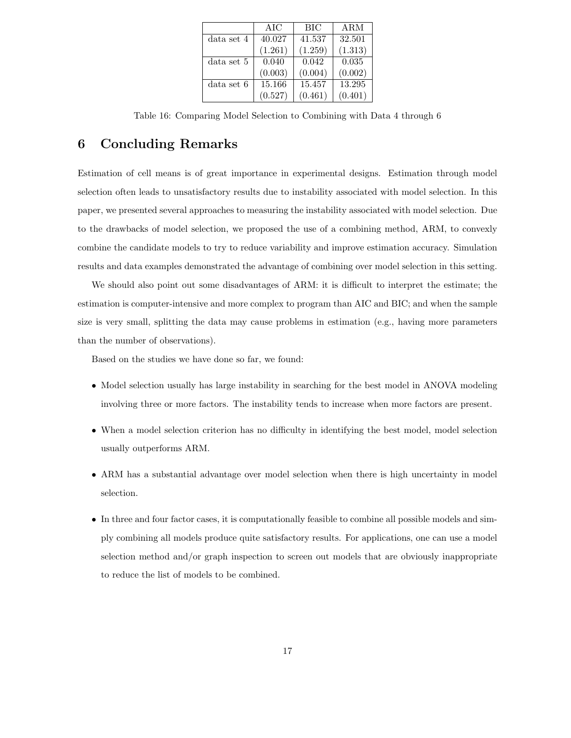| | AIC | BIC | ARM |
|---|---|---|---|
| data set 4 | 40.027 | 41.537 | 32.501 |
| | (1.261) | (1.259) | (1.313) |
| data set 5 | 0.040 | 0.042 | 0.035 |
| | (0.003) | (0.004) | (0.002) |
| data set 6 | 15.166 | 15.457 | 13.295 |
| | (0.527) | (0.461) | (0.401) |

Table 16: Comparing Model Selection to Combining with Data 4 through 6

# 6 Concluding Remarks

Estimation of cell means is of great importance in experimental designs. Estimation through model selection often leads to unsatisfactory results due to instability associated with model selection. In this paper, we presented several approaches to measuring the instability associated with model selection. Due to the drawbacks of model selection, we proposed the use of a combining method, ARM, to convexly combine the candidate models to try to reduce variability and improve estimation accuracy. Simulation results and data examples demonstrated the advantage of combining over model selection in this setting.

We should also point out some disadvantages of ARM: it is difficult to interpret the estimate; the estimation is computer-intensive and more complex to program than AIC and BIC; and when the sample size is very small, splitting the data may cause problems in estimation (e.g., having more parameters than the number of observations).

Based on the studies we have done so far, we found:

- Model selection usually has large instability in searching for the best model in ANOVA modeling involving three or more factors. The instability tends to increase when more factors are present.
- When a model selection criterion has no difficulty in identifying the best model, model selection usually outperforms ARM.
- ARM has a substantial advantage over model selection when there is high uncertainty in model selection.
- In three and four factor cases, it is computationally feasible to combine all possible models and simply combining all models produce quite satisfactory results. For applications, one can use a model selection method and/or graph inspection to screen out models that are obviously inappropriate to reduce the list of models to be combined.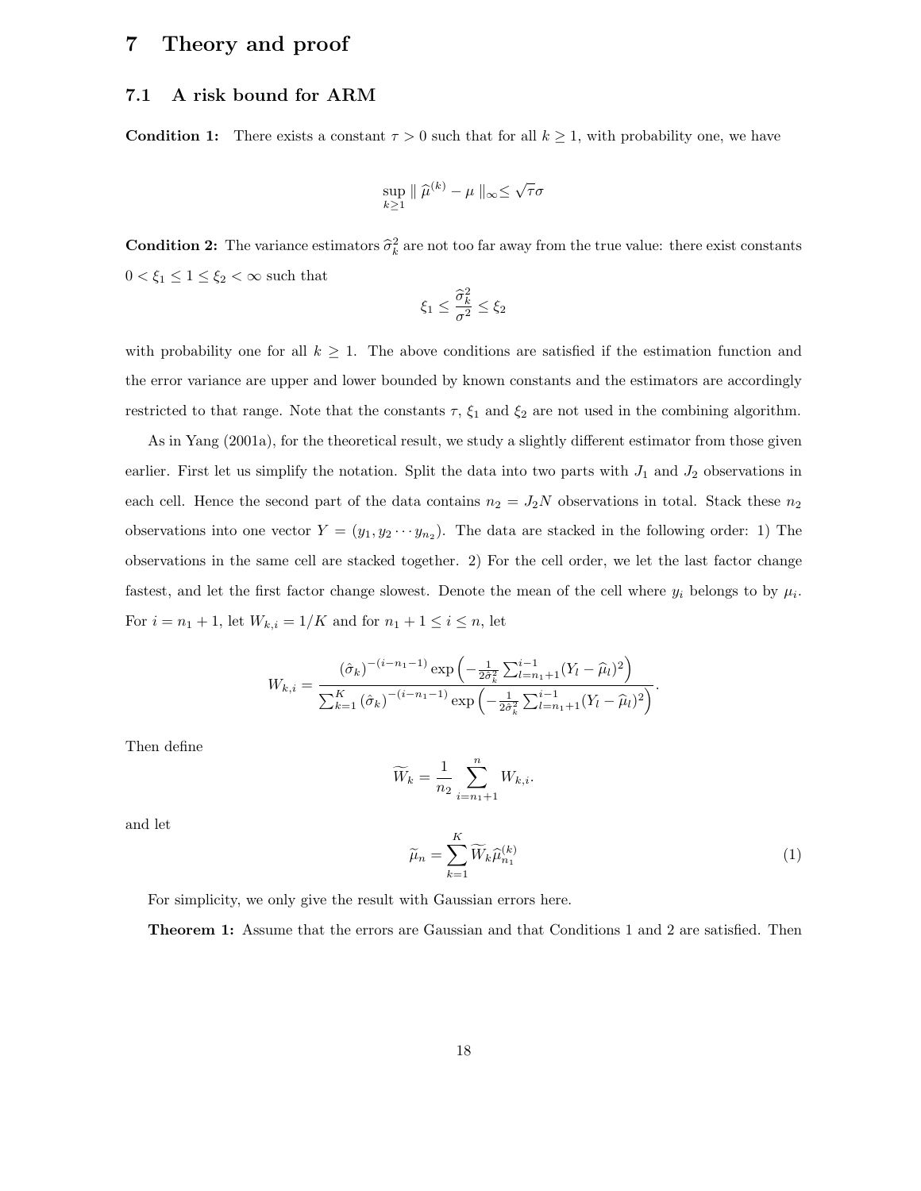# 7 Theory and proof

## 7.1 A risk bound for ARM

**Condition 1:** There exists a constant $\tau > 0$ such that for all $k \geq 1$, with probability one, we have

$$\sup_{k \geq 1} \| \widehat{\mu}^{(k)} - \mu \|_{\infty} \leq \sqrt{\tau}\sigma$$

**Condition 2:** The variance estimators $\widehat{\sigma}_k^2$ are not too far away from the true value: there exist constants $0 < \xi_1 \leq 1 \leq \xi_2 < \infty$ such that

$$\xi_1 \leq \frac{\widehat{\sigma}_k^2}{\sigma^2} \leq \xi_2$$

with probability one for all $k \geq 1$. The above conditions are satisfied if the estimation function and the error variance are upper and lower bounded by known constants and the estimators are accordingly restricted to that range. Note that the constants $\tau$, $\xi_1$ and $\xi_2$ are not used in the combining algorithm.

As in Yang (2001a), for the theoretical result, we study a slightly different estimator from those given earlier. First let us simplify the notation. Split the data into two parts with $J_1$ and $J_2$ observations in each cell. Hence the second part of the data contains $n_2 = J_2 N$ observations in total. Stack these $n_2$ observations into one vector $Y = (y_1, y_2 \cdots y_{n_2})$. The data are stacked in the following order: 1) The observations in the same cell are stacked together. 2) For the cell order, we let the last factor change fastest, and let the first factor change slowest. Denote the mean of the cell where $y_i$ belongs to by $\mu_i$. For $i = n_1 + 1$, let $W_{k,i} = 1/K$ and for $n_1 + 1 \leq i \leq n$, let

$$W_{k,i} = \frac{(\hat{\sigma}_k)^{-(i-n_1-1)} \exp\left(-\frac{1}{2\hat{\sigma}_k^2}\sum_{l=n_1+1}^{i-1}(Y_l - \widehat{\mu}_l)^2\right)}{\sum_{k=1}^{K}(\hat{\sigma}_k)^{-(i-n_1-1)} \exp\left(-\frac{1}{2\hat{\sigma}_k^2}\sum_{l=n_1+1}^{i-1}(Y_l - \widehat{\mu}_l)^2\right)}.$$

Then define

$$\widetilde{W}_k = \frac{1}{n_2}\sum_{i=n_1+1}^{n} W_{k,i}.$$

and let

$$\widetilde{\mu}_n = \sum_{k=1}^{K} \widetilde{W}_k \widehat{\mu}_{n_1}^{(k)} \tag{1}$$

For simplicity, we only give the result with Gaussian errors here.

**Theorem 1:** Assume that the errors are Gaussian and that Conditions 1 and 2 are satisfied. Then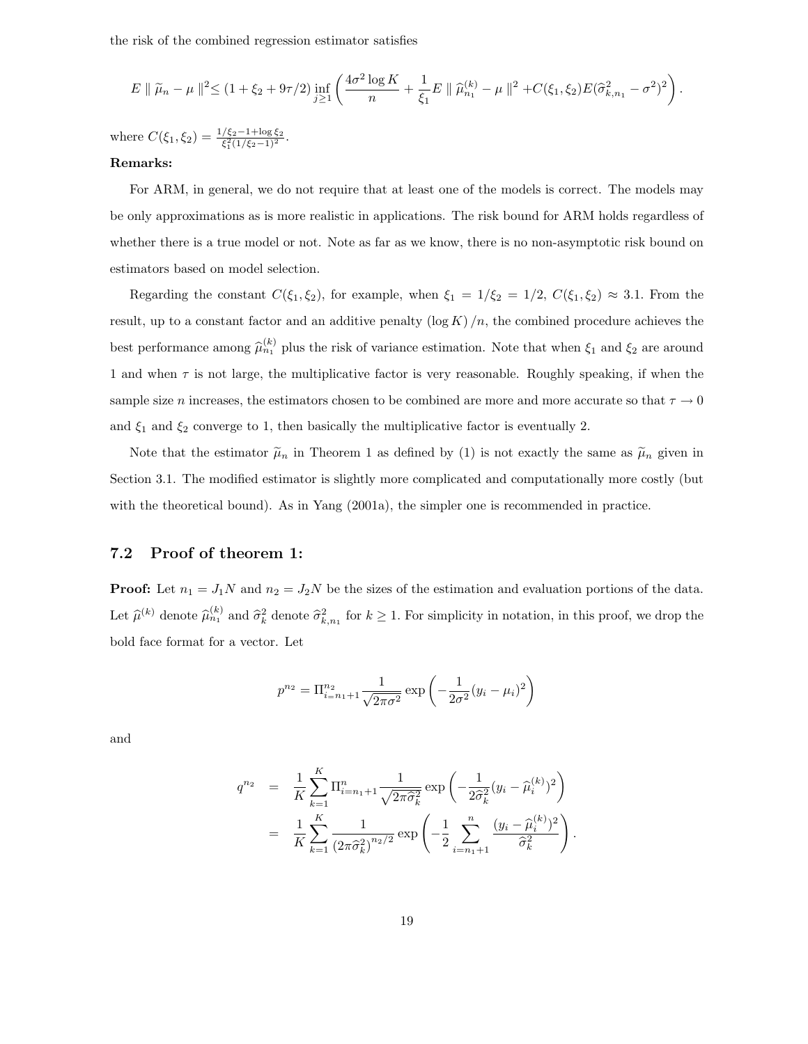the risk of the combined regression estimator satisfies

$$E \parallel \widetilde{\mu}_n - \mu \parallel^2 \leq (1 + \xi_2 + 9\tau/2) \inf_{j \geq 1} \left( \frac{4\sigma^2 \log K}{n} + \frac{1}{\xi_1} E \parallel \widehat{\mu}_{n_1}^{(k)} - \mu \parallel^2 + C(\xi_1, \xi_2) E(\widehat{\sigma}_{k,n_1}^2 - \sigma^2)^2 \right).$$

where $C(\xi_1, \xi_2) = \frac{1/\xi_2 - 1 + \log \xi_2}{\xi_1^2 (1/\xi_2 - 1)^2}$.

**Remarks:**

For ARM, in general, we do not require that at least one of the models is correct. The models may be only approximations as is more realistic in applications. The risk bound for ARM holds regardless of whether there is a true model or not. Note as far as we know, there is no non-asymptotic risk bound on estimators based on model selection.

Regarding the constant $C(\xi_1, \xi_2)$, for example, when $\xi_1 = 1/\xi_2 = 1/2$, $C(\xi_1, \xi_2) \approx 3.1$. From the result, up to a constant factor and an additive penalty $(\log K)/n$, the combined procedure achieves the best performance among $\widehat{\mu}_{n_1}^{(k)}$ plus the risk of variance estimation. Note that when $\xi_1$ and $\xi_2$ are around 1 and when $\tau$ is not large, the multiplicative factor is very reasonable. Roughly speaking, if when the sample size $n$ increases, the estimators chosen to be combined are more and more accurate so that $\tau \to 0$ and $\xi_1$ and $\xi_2$ converge to 1, then basically the multiplicative factor is eventually 2.

Note that the estimator $\widetilde{\mu}_n$ in Theorem 1 as defined by (1) is not exactly the same as $\widetilde{\mu}_n$ given in Section 3.1. The modified estimator is slightly more complicated and computationally more costly (but with the theoretical bound). As in Yang (2001a), the simpler one is recommended in practice.

## 7.2 Proof of theorem 1:

**Proof:** Let $n_1 = J_1 N$ and $n_2 = J_2 N$ be the sizes of the estimation and evaluation portions of the data. Let $\widehat{\mu}^{(k)}$ denote $\widehat{\mu}_{n_1}^{(k)}$ and $\widehat{\sigma}_k^2$ denote $\widehat{\sigma}_{k,n_1}^2$ for $k \geq 1$. For simplicity in notation, in this proof, we drop the bold face format for a vector. Let

$$p^{n_2} = \Pi_{i=n_1+1}^{n_2} \frac{1}{\sqrt{2\pi\sigma^2}} \exp\left(-\frac{1}{2\sigma^2}(y_i - \mu_i)^2\right)$$

and

$$\begin{aligned} q^{n_2} &= \frac{1}{K} \sum_{k=1}^{K} \Pi_{i=n_1+1}^{n} \frac{1}{\sqrt{2\pi\widehat{\sigma}_k^2}} \exp\left(-\frac{1}{2\widehat{\sigma}_k^2}(y_i - \widehat{\mu}_i^{(k)})^2\right) \\ &= \frac{1}{K} \sum_{k=1}^{K} \frac{1}{(2\pi\widehat{\sigma}_k^2)^{n_2/2}} \exp\left(-\frac{1}{2} \sum_{i=n_1+1}^{n} \frac{(y_i - \widehat{\mu}_i^{(k)})^2}{\widehat{\sigma}_k^2}\right). \end{aligned}$$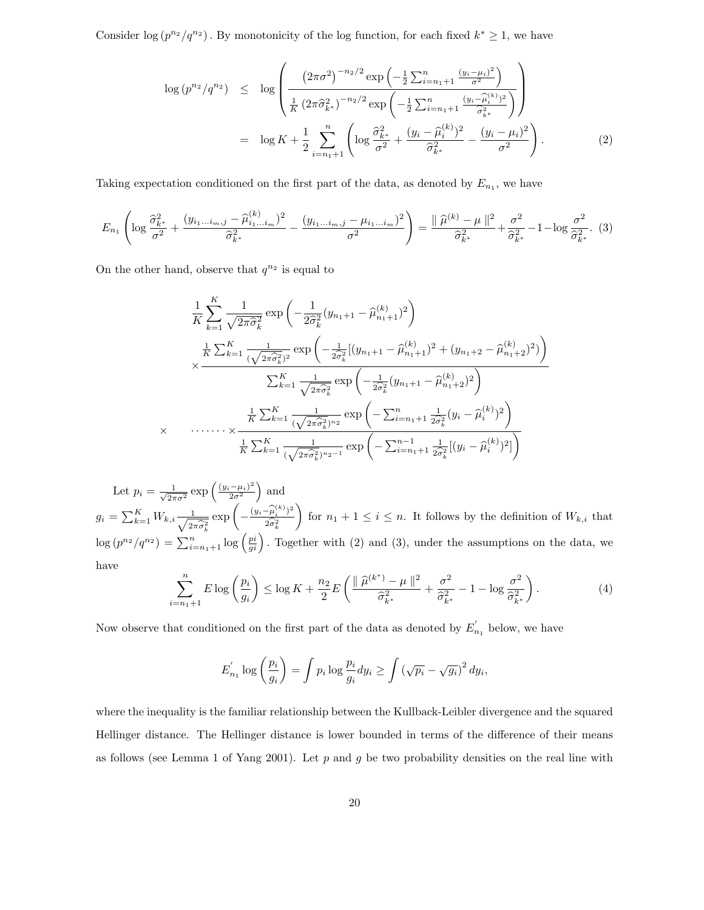Consider $\log\left(p^{n_2}/q^{n_2}\right)$. By monotonicity of the log function, for each fixed $k^* \geq 1$, we have

$$
\begin{aligned}
\log\left(p^{n_2}/q^{n_2}\right) &\leq \log\left(\frac{\left(2\pi\sigma^2\right)^{-n_2/2}\exp\left(-\frac{1}{2}\sum_{i=n_1+1}^{n}\frac{(y_i-\mu_i)^2}{\sigma^2}\right)}{\frac{1}{K}\left(2\pi\widehat{\sigma}_{k^*}^2\right)^{-n_2/2}\exp\left(-\frac{1}{2}\sum_{i=n_1+1}^{n}\frac{(y_i-\widehat{\mu}_i^{(k)})^2}{\widehat{\sigma}_{k^*}^2}\right)}\right) \\
&= \log K + \frac{1}{2}\sum_{i=n_1+1}^{n}\left(\log\frac{\widehat{\sigma}_{k^*}^2}{\sigma^2} + \frac{(y_i-\widehat{\mu}_i^{(k)})^2}{\widehat{\sigma}_{k^*}^2} - \frac{(y_i-\mu_i)^2}{\sigma^2}\right). \qquad (2)
\end{aligned}
$$

Taking expectation conditioned on the first part of the data, as denoted by $E_{n_1}$, we have

$$
E_{n_1}\left(\log\frac{\widehat{\sigma}_{k^*}^2}{\sigma^2} + \frac{(y_{i_1\ldots i_m,j}-\widehat{\mu}_{i_1\ldots i_m}^{(k)})^2}{\widehat{\sigma}_{k^*}^2} - \frac{(y_{i_1\ldots i_m,j}-\mu_{i_1\ldots i_m})^2}{\sigma^2}\right) = \frac{\parallel \widehat{\mu}^{(k)} - \mu \parallel^2}{\widehat{\sigma}_{k^*}^2} + \frac{\sigma^2}{\widehat{\sigma}_{k^*}^2} - 1 - \log\frac{\sigma^2}{\widehat{\sigma}_{k^*}^2}. \quad (3)
$$

On the other hand, observe that $q^{n_2}$ is equal to

$$
\begin{aligned}
&\frac{1}{K}\sum_{k=1}^{K}\frac{1}{\sqrt{2\pi\widehat{\sigma}_k^2}}\exp\left(-\frac{1}{2\widehat{\sigma}_k^2}(y_{n_1+1}-\widehat{\mu}_{n_1+1}^{(k)})^2\right) \\
&\times\frac{\frac{1}{K}\sum_{k=1}^{K}\frac{1}{(\sqrt{2\pi\widehat{\sigma}_k^2})^2}\exp\left(-\frac{1}{2\widehat{\sigma}_k^2}[(y_{n_1+1}-\widehat{\mu}_{n_1+1}^{(k)})^2+(y_{n_1+2}-\widehat{\mu}_{n_1+2}^{(k)})^2]\right)}{\sum_{k=1}^{K}\frac{1}{\sqrt{2\pi\widehat{\sigma}_k^2}}\exp\left(-\frac{1}{2\widehat{\sigma}_k^2}(y_{n_1+1}-\widehat{\mu}_{n_1+2}^{(k)})^2\right)} \\
\times\quad &\cdots\cdots\times\frac{\frac{1}{K}\sum_{k=1}^{K}\frac{1}{(\sqrt{2\pi\widehat{\sigma}_k^2})^{n_2}}\exp\left(-\sum_{i=n_1+1}^{n}\frac{1}{2\widehat{\sigma}_k^2}(y_i-\widehat{\mu}_i^{(k)})^2\right)}{\frac{1}{K}\sum_{k=1}^{K}\frac{1}{(\sqrt{2\pi\widehat{\sigma}_k^2})^{n_2-1}}\exp\left(-\sum_{i=n_1+1}^{n-1}\frac{1}{2\widehat{\sigma}_k^2}[(y_i-\widehat{\mu}_i^{(k)})^2]\right)}
\end{aligned}
$$

Let $p_i = \frac{1}{\sqrt{2\pi\sigma^2}}\exp\left(\frac{(y_i-\mu_i)^2}{2\sigma^2}\right)$ and $g_i = \sum_{k=1}^{K} W_{k,i}\frac{1}{\sqrt{2\pi\widehat{\sigma}_k^2}}\exp\left(-\frac{(y_i-\widehat{\mu}_i^{(k)})^2}{2\widehat{\sigma}_k^2}\right)$ for $n_1+1 \leq i \leq n$. It follows by the definition of $W_{k,i}$ that $\log\left(p^{n_2}/q^{n_2}\right) = \sum_{i=n_1+1}^{n}\log\left(\frac{p_i}{g_i}\right)$. Together with (2) and (3), under the assumptions on the data, we have

$$
\sum_{i=n_1+1}^{n} E\log\left(\frac{p_i}{g_i}\right) \leq \log K + \frac{n_2}{2}E\left(\frac{\parallel \widehat{\mu}^{(k^*)} - \mu \parallel^2}{\widehat{\sigma}_{k^*}^2} + \frac{\sigma^2}{\widehat{\sigma}_{k^*}^2} - 1 - \log\frac{\sigma^2}{\widehat{\sigma}_{k^*}^2}\right). \qquad (4)
$$

Now observe that conditioned on the first part of the data as denoted by $E_{n_1}^{'}$ below, we have

$$
E_{n_1}^{'}\log\left(\frac{p_i}{g_i}\right) = \int p_i\log\frac{p_i}{g_i}dy_i \geq \int\left(\sqrt{p_i}-\sqrt{g_i}\right)^2 dy_i,
$$

where the inequality is the familiar relationship between the Kullback-Leibler divergence and the squared Hellinger distance. The Hellinger distance is lower bounded in terms of the difference of their means as follows (see Lemma 1 of Yang 2001). Let $p$ and $g$ be two probability densities on the real line with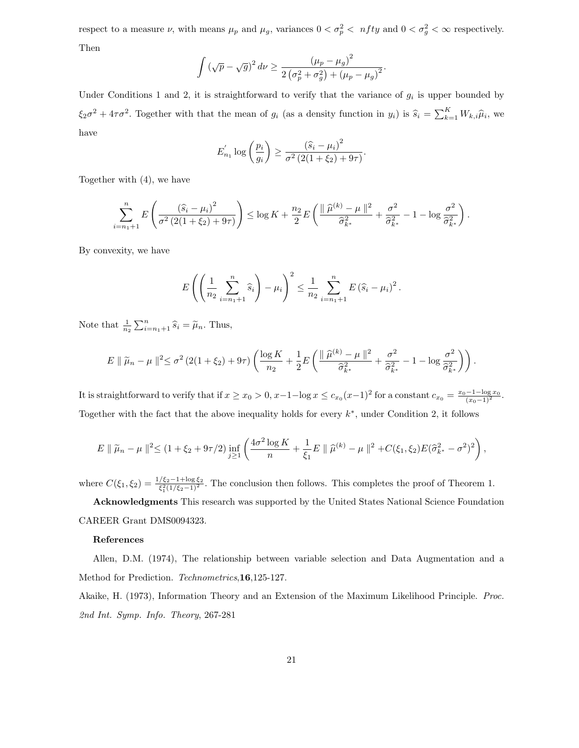respect to a measure $\nu$, with means $\mu_p$ and $\mu_g$, variances $0 < \sigma_p^2 < \ nfty$ and $0 < \sigma_g^2 < \infty$ respectively. Then

$$\int \left(\sqrt{p} - \sqrt{g}\right)^2 d\nu \geq \frac{\left(\mu_p - \mu_g\right)^2}{2\left(\sigma_p^2 + \sigma_g^2\right) + \left(\mu_p - \mu_g\right)^2}.$$

Under Conditions 1 and 2, it is straightforward to verify that the variance of $g_i$ is upper bounded by $\xi_2 \sigma^2 + 4\tau\sigma^2$. Together with that the mean of $g_i$ (as a density function in $y_i$) is $\widehat{s}_i = \sum_{k=1}^K W_{k,i}\widehat{\mu}_i$, we have

$$E_{n_1}^{'} \log\left(\frac{p_i}{g_i}\right) \geq \frac{\left(\widehat{s}_i - \mu_i\right)^2}{\sigma^2\left(2(1+\xi_2)+9\tau\right)}.$$

Together with (4), we have

$$\sum_{i=n_1+1}^{n} E\left(\frac{\left(\widehat{s}_i - \mu_i\right)^2}{\sigma^2\left(2(1+\xi_2)+9\tau\right)}\right) \leq \log K + \frac{n_2}{2} E\left(\frac{\parallel \widehat{\mu}^{(k)} - \mu \parallel^2}{\widehat{\sigma}_{k^*}^2} + \frac{\sigma^2}{\widehat{\sigma}_{k^*}^2} - 1 - \log\frac{\sigma^2}{\widehat{\sigma}_{k^*}^2}\right).$$

By convexity, we have

$$E\left(\left(\frac{1}{n_2}\sum_{i=n_1+1}^{n} \widehat{s}_i\right) - \mu_i\right)^2 \leq \frac{1}{n_2}\sum_{i=n_1+1}^{n} E\left(\widehat{s}_i - \mu_i\right)^2.$$

Note that $\frac{1}{n_2}\sum_{i=n_1+1}^{n} \widehat{s}_i = \widetilde{\mu}_n$. Thus,

$$E \parallel \widetilde{\mu}_n - \mu \parallel^2 \leq \sigma^2\left(2(1+\xi_2)+9\tau\right)\left(\frac{\log K}{n_2} + \frac{1}{2}E\left(\frac{\parallel \widehat{\mu}^{(k)} - \mu \parallel^2}{\widehat{\sigma}_{k^*}^2} + \frac{\sigma^2}{\widehat{\sigma}_{k^*}^2} - 1 - \log\frac{\sigma^2}{\widehat{\sigma}_{k^*}^2}\right)\right).$$

It is straightforward to verify that if $x \geq x_0 > 0$, $x - 1 - \log x \leq c_{x_0}(x-1)^2$ for a constant $c_{x_0} = \frac{x_0 - 1 - \log x_0}{(x_0-1)^2}$. Together with the fact that the above inequality holds for every $k^*$, under Condition 2, it follows

$$E \parallel \widetilde{\mu}_n - \mu \parallel^2 \leq (1 + \xi_2 + 9\tau/2) \inf_{j \geq 1}\left(\frac{4\sigma^2 \log K}{n} + \frac{1}{\xi_1} E \parallel \widehat{\mu}^{(k)} - \mu \parallel^2 + C(\xi_1, \xi_2) E(\widehat{\sigma}_{k^*}^2 - \sigma^2)^2\right),$$

where $C(\xi_1, \xi_2) = \frac{1/\xi_2 - 1 + \log \xi_2}{\xi_1^2 (1/\xi_2 - 1)^2}$. The conclusion then follows. This completes the proof of Theorem 1.

**Acknowledgments** This research was supported by the United States National Science Foundation CAREER Grant DMS0094323.

**References**

Allen, D.M. (1974), The relationship between variable selection and Data Augmentation and a Method for Prediction. *Technometrics*,**16**,125-127.

Akaike, H. (1973), Information Theory and an Extension of the Maximum Likelihood Principle. *Proc. 2nd Int. Symp. Info. Theory*, 267-281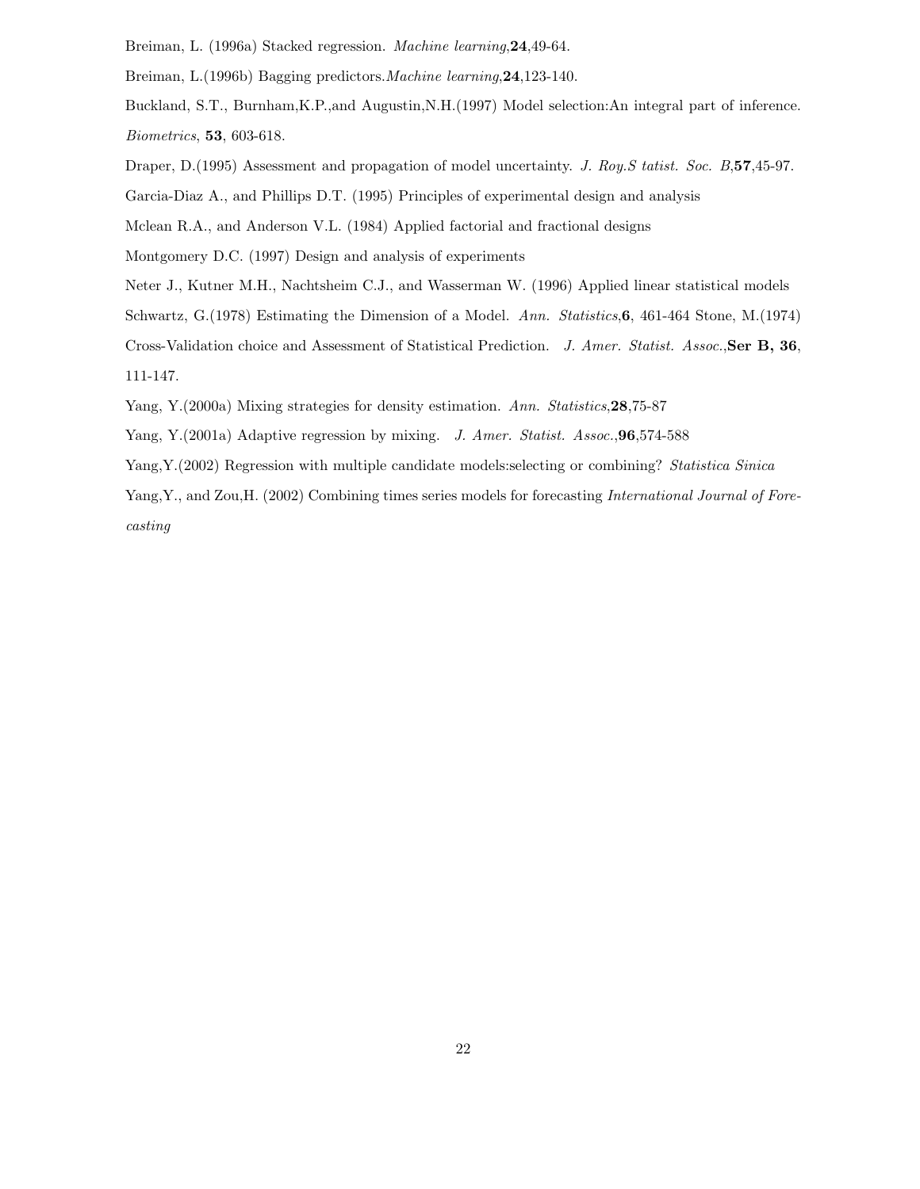Breiman, L. (1996a) Stacked regression. *Machine learning*,**24**,49-64.

Breiman, L.(1996b) Bagging predictors.*Machine learning*,**24**,123-140.

Buckland, S.T., Burnham,K.P.,and Augustin,N.H.(1997) Model selection:An integral part of inference. *Biometrics*, **53**, 603-618.

Draper, D.(1995) Assessment and propagation of model uncertainty. *J. Roy.S tatist. Soc. B*,**57**,45-97.

Garcia-Diaz A., and Phillips D.T. (1995) Principles of experimental design and analysis

Mclean R.A., and Anderson V.L. (1984) Applied factorial and fractional designs

Montgomery D.C. (1997) Design and analysis of experiments

Neter J., Kutner M.H., Nachtsheim C.J., and Wasserman W. (1996) Applied linear statistical models

Schwartz, G.(1978) Estimating the Dimension of a Model. *Ann. Statistics*,**6**, 461-464 Stone, M.(1974) Cross-Validation choice and Assessment of Statistical Prediction. *J. Amer. Statist. Assoc.*,**Ser B, 36**, 111-147.

Yang, Y.(2000a) Mixing strategies for density estimation. *Ann. Statistics*,**28**,75-87

Yang, Y.(2001a) Adaptive regression by mixing. *J. Amer. Statist. Assoc.*,**96**,574-588

Yang,Y.(2002) Regression with multiple candidate models:selecting or combining? *Statistica Sinica*

Yang,Y., and Zou,H. (2002) Combining times series models for forecasting *International Journal of Forecasting*